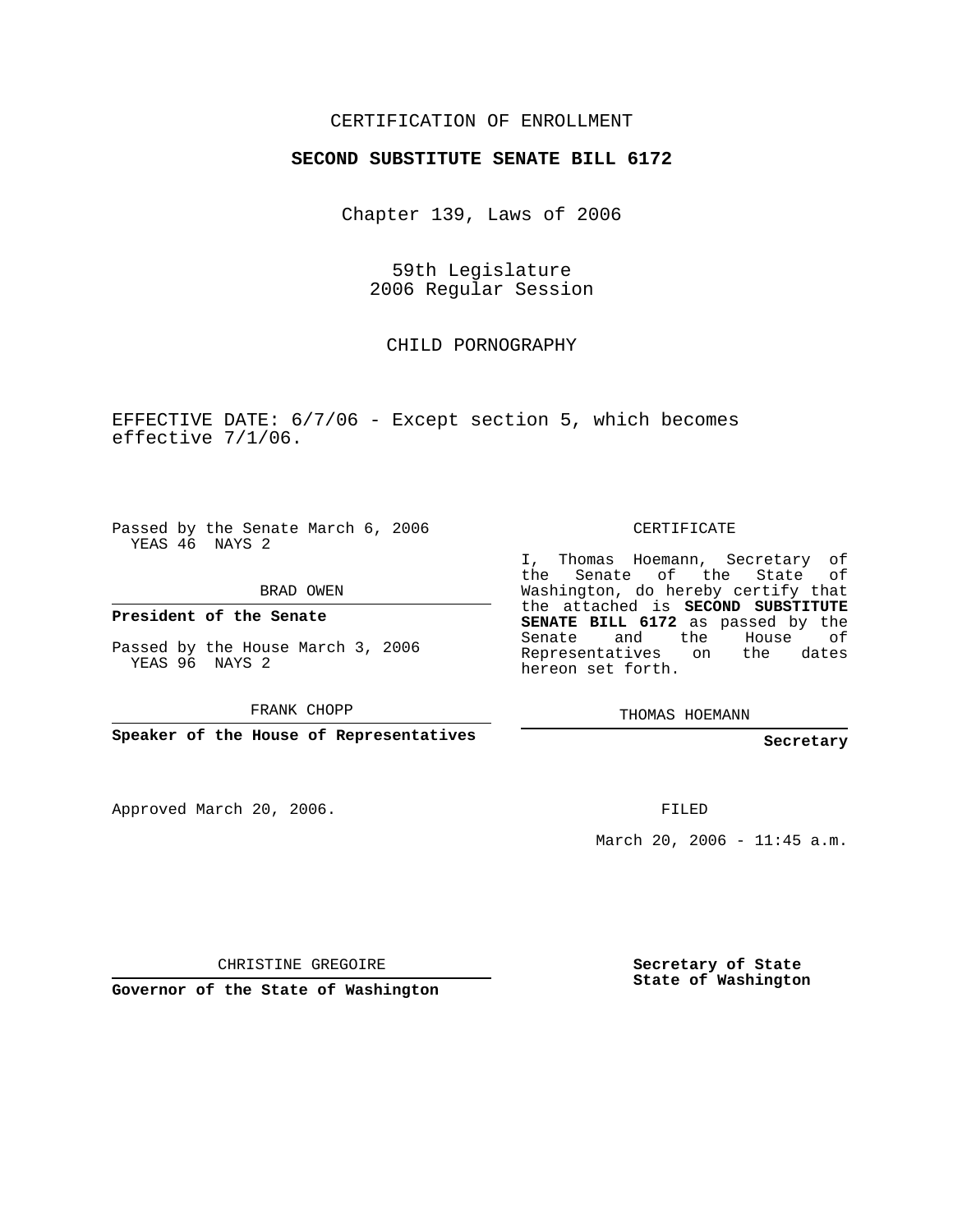CERTIFICATION OF ENROLLMENT

**SECOND SUBSTITUTE SENATE BILL 6172**

Chapter 139, Laws of 2006

59th Legislature
2006 Regular Session

CHILD PORNOGRAPHY

EFFECTIVE DATE: 6/7/06 - Except section 5, which becomes effective 7/1/06.

Passed by the Senate March 6, 2006
YEAS 46 NAYS 2

BRAD OWEN

**President of the Senate**

Passed by the House March 3, 2006
YEAS 96 NAYS 2

FRANK CHOPP

**Speaker of the House of Representatives**

CERTIFICATE

I, Thomas Hoemann, Secretary of the Senate of the State of Washington, do hereby certify that the attached is **SECOND SUBSTITUTE SENATE BILL 6172** as passed by the Senate and the House of Representatives on the dates hereon set forth.

THOMAS HOEMANN

**Secretary**

Approved March 20, 2006.

FILED

March 20, 2006 - 11:45 a.m.

CHRISTINE GREGOIRE

**Governor of the State of Washington**

**Secretary of State**
**State of Washington**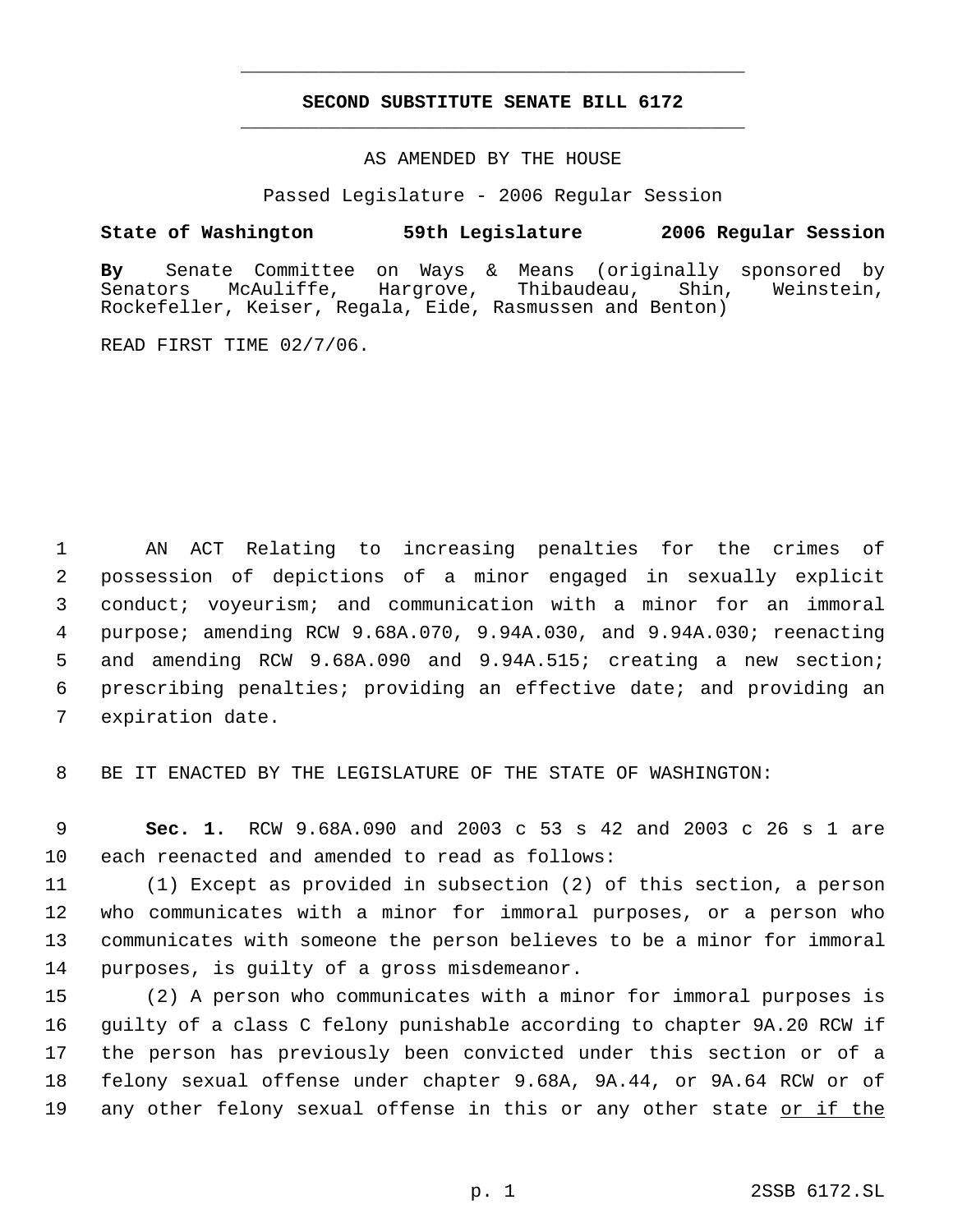# SECOND SUBSTITUTE SENATE BILL 6172

AS AMENDED BY THE HOUSE

Passed Legislature - 2006 Regular Session

**State of Washington 59th Legislature 2006 Regular Session**

**By** Senate Committee on Ways & Means (originally sponsored by Senators McAuliffe, Hargrove, Thibaudeau, Shin, Weinstein, Rockefeller, Keiser, Regala, Eide, Rasmussen and Benton)

READ FIRST TIME 02/7/06.

AN ACT Relating to increasing penalties for the crimes of possession of depictions of a minor engaged in sexually explicit conduct; voyeurism; and communication with a minor for an immoral purpose; amending RCW 9.68A.070, 9.94A.030, and 9.94A.030; reenacting and amending RCW 9.68A.090 and 9.94A.515; creating a new section; prescribing penalties; providing an effective date; and providing an expiration date.

BE IT ENACTED BY THE LEGISLATURE OF THE STATE OF WASHINGTON:

**Sec. 1.** RCW 9.68A.090 and 2003 c 53 s 42 and 2003 c 26 s 1 are each reenacted and amended to read as follows:

(1) Except as provided in subsection (2) of this section, a person who communicates with a minor for immoral purposes, or a person who communicates with someone the person believes to be a minor for immoral purposes, is guilty of a gross misdemeanor.

(2) A person who communicates with a minor for immoral purposes is guilty of a class C felony punishable according to chapter 9A.20 RCW if the person has previously been convicted under this section or of a felony sexual offense under chapter 9.68A, 9A.44, or 9A.64 RCW or of any other felony sexual offense in this or any other state <u>or if the</u>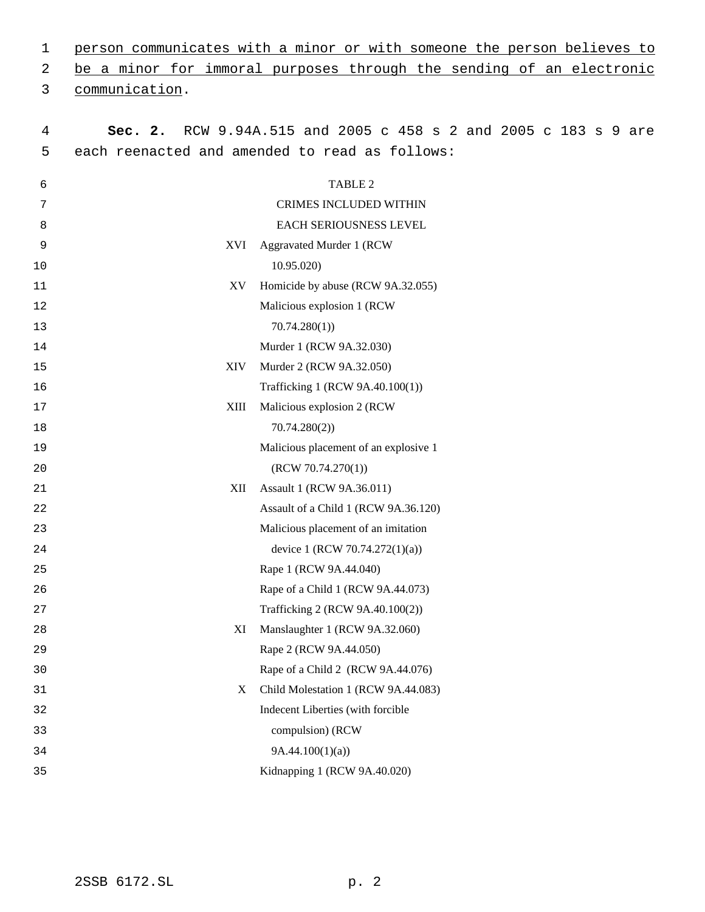person communicates with a minor or with someone the person believes to be a minor for immoral purposes through the sending of an electronic communication.

**Sec. 2.** RCW 9.94A.515 and 2005 c 458 s 2 and 2005 c 183 s 9 are each reenacted and amended to read as follows:

TABLE 2

CRIMES INCLUDED WITHIN EACH SERIOUSNESS LEVEL

| Level | Crimes |
|---|---|
| XVI | Aggravated Murder 1 (RCW 10.95.020) |
| XV | Homicide by abuse (RCW 9A.32.055) |
| | Malicious explosion 1 (RCW 70.74.280(1)) |
| | Murder 1 (RCW 9A.32.030) |
| XIV | Murder 2 (RCW 9A.32.050) |
| | Trafficking 1 (RCW 9A.40.100(1)) |
| XIII | Malicious explosion 2 (RCW 70.74.280(2)) |
| | Malicious placement of an explosive 1 (RCW 70.74.270(1)) |
| XII | Assault 1 (RCW 9A.36.011) |
| | Assault of a Child 1 (RCW 9A.36.120) |
| | Malicious placement of an imitation device 1 (RCW 70.74.272(1)(a)) |
| | Rape 1 (RCW 9A.44.040) |
| | Rape of a Child 1 (RCW 9A.44.073) |
| | Trafficking 2 (RCW 9A.40.100(2)) |
| XI | Manslaughter 1 (RCW 9A.32.060) |
| | Rape 2 (RCW 9A.44.050) |
| | Rape of a Child 2 (RCW 9A.44.076) |
| X | Child Molestation 1 (RCW 9A.44.083) |
| | Indecent Liberties (with forcible compulsion) (RCW 9A.44.100(1)(a)) |
| | Kidnapping 1 (RCW 9A.40.020) |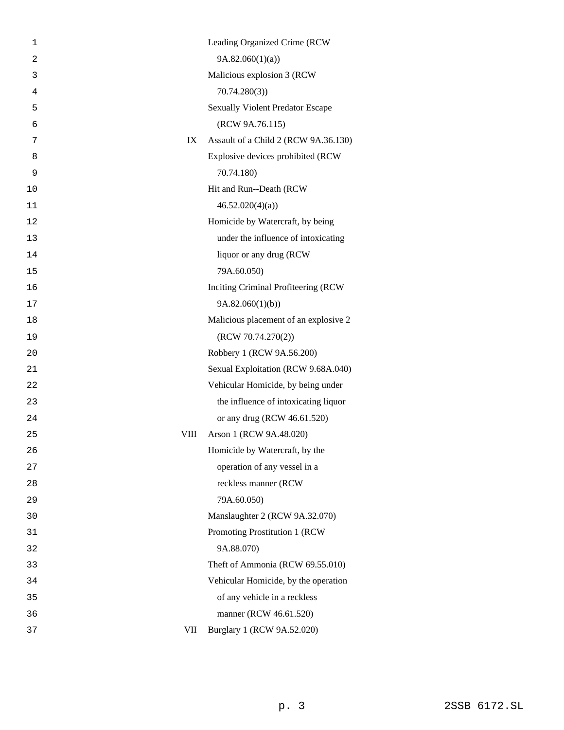| | |
|---|---|
| | Leading Organized Crime (RCW 9A.82.060(1)(a)) |
| | Malicious explosion 3 (RCW 70.74.280(3)) |
| | Sexually Violent Predator Escape (RCW 9A.76.115) |
| IX | Assault of a Child 2 (RCW 9A.36.130) |
| | Explosive devices prohibited (RCW 70.74.180) |
| | Hit and Run--Death (RCW 46.52.020(4)(a)) |
| | Homicide by Watercraft, by being under the influence of intoxicating liquor or any drug (RCW 79A.60.050) |
| | Inciting Criminal Profiteering (RCW 9A.82.060(1)(b)) |
| | Malicious placement of an explosive 2 (RCW 70.74.270(2)) |
| | Robbery 1 (RCW 9A.56.200) |
| | Sexual Exploitation (RCW 9.68A.040) |
| | Vehicular Homicide, by being under the influence of intoxicating liquor or any drug (RCW 46.61.520) |
| VIII | Arson 1 (RCW 9A.48.020) |
| | Homicide by Watercraft, by the operation of any vessel in a reckless manner (RCW 79A.60.050) |
| | Manslaughter 2 (RCW 9A.32.070) |
| | Promoting Prostitution 1 (RCW 9A.88.070) |
| | Theft of Ammonia (RCW 69.55.010) |
| | Vehicular Homicide, by the operation of any vehicle in a reckless manner (RCW 46.61.520) |
| VII | Burglary 1 (RCW 9A.52.020) |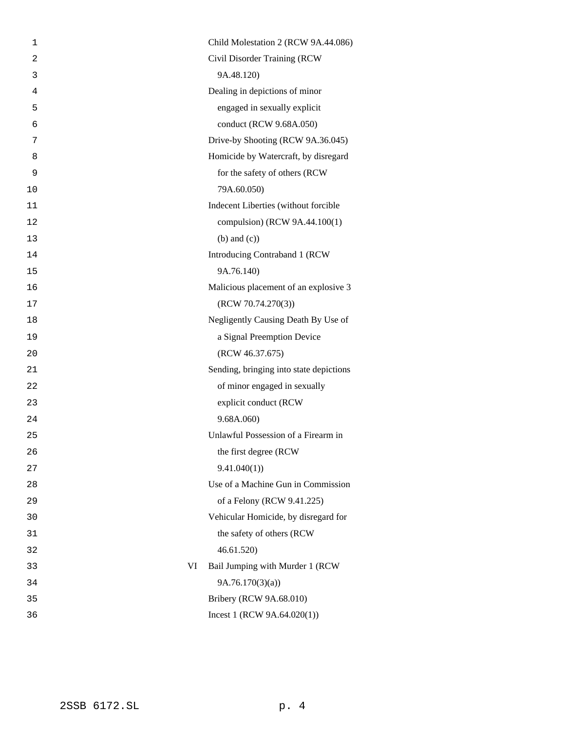Child Molestation 2 (RCW 9A.44.086)

Civil Disorder Training (RCW 9A.48.120)

Dealing in depictions of minor engaged in sexually explicit conduct (RCW 9.68A.050)

Drive-by Shooting (RCW 9A.36.045)

Homicide by Watercraft, by disregard for the safety of others (RCW 79A.60.050)

Indecent Liberties (without forcible compulsion) (RCW 9A.44.100(1) (b) and (c))

Introducing Contraband 1 (RCW 9A.76.140)

Malicious placement of an explosive 3 (RCW 70.74.270(3))

Negligently Causing Death By Use of a Signal Preemption Device (RCW 46.37.675)

Sending, bringing into state depictions of minor engaged in sexually explicit conduct (RCW 9.68A.060)

Unlawful Possession of a Firearm in the first degree (RCW 9.41.040(1))

Use of a Machine Gun in Commission of a Felony (RCW 9.41.225)

Vehicular Homicide, by disregard for the safety of others (RCW 46.61.520)

VI Bail Jumping with Murder 1 (RCW 9A.76.170(3)(a))

Bribery (RCW 9A.68.010)

Incest 1 (RCW 9A.64.020(1))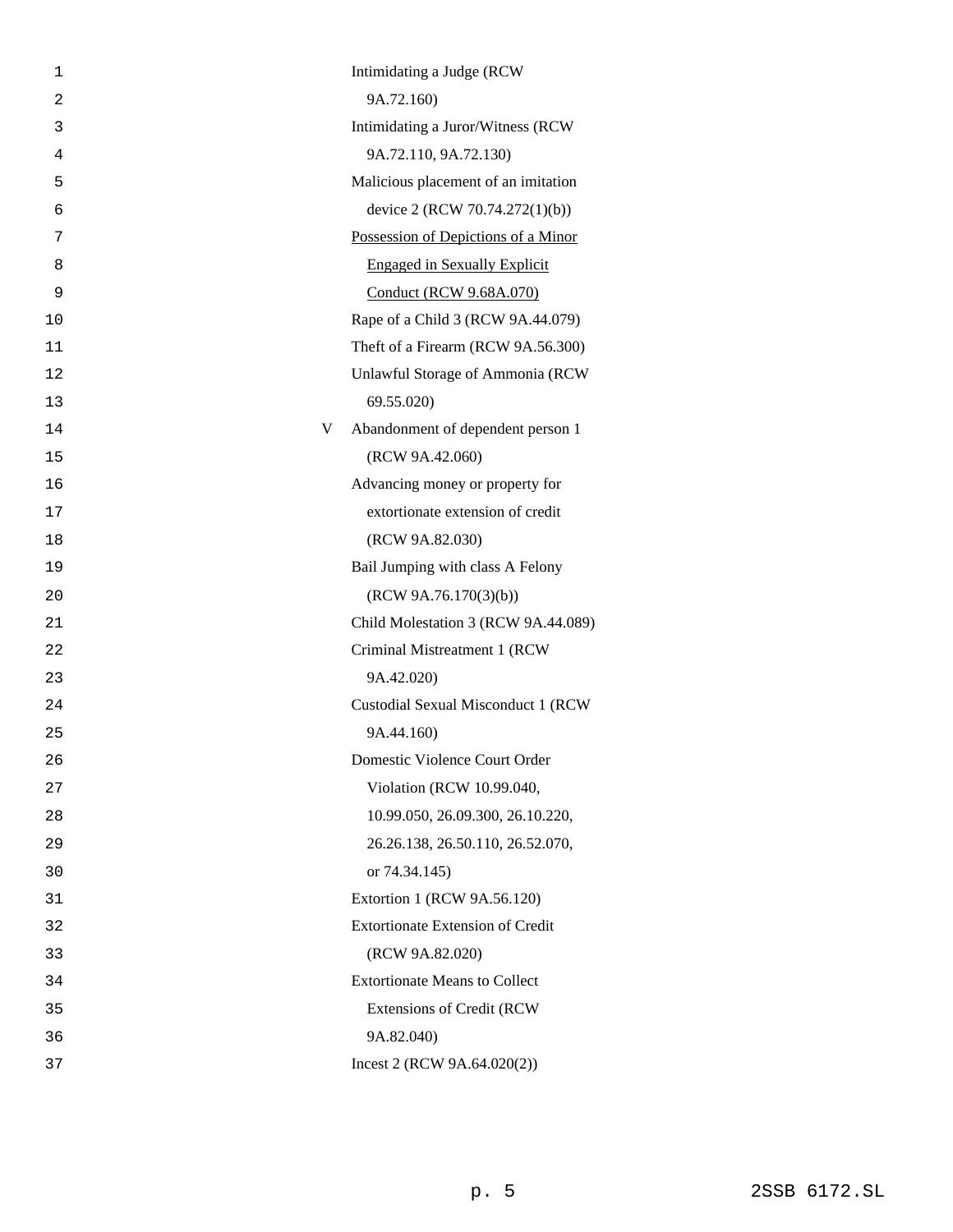Intimidating a Judge (RCW 9A.72.160)

Intimidating a Juror/Witness (RCW 9A.72.110, 9A.72.130)

Malicious placement of an imitation device 2 (RCW 70.74.272(1)(b))

<u>Possession of Depictions of a Minor Engaged in Sexually Explicit Conduct (RCW 9.68A.070)</u>

Rape of a Child 3 (RCW 9A.44.079)

Theft of a Firearm (RCW 9A.56.300)

Unlawful Storage of Ammonia (RCW 69.55.020)

V Abandonment of dependent person 1 (RCW 9A.42.060)

Advancing money or property for extortionate extension of credit (RCW 9A.82.030)

Bail Jumping with class A Felony (RCW 9A.76.170(3)(b))

Child Molestation 3 (RCW 9A.44.089)

Criminal Mistreatment 1 (RCW 9A.42.020)

Custodial Sexual Misconduct 1 (RCW 9A.44.160)

Domestic Violence Court Order Violation (RCW 10.99.040, 10.99.050, 26.09.300, 26.10.220, 26.26.138, 26.50.110, 26.52.070, or 74.34.145)

Extortion 1 (RCW 9A.56.120)

Extortionate Extension of Credit (RCW 9A.82.020)

Extortionate Means to Collect Extensions of Credit (RCW 9A.82.040)

Incest 2 (RCW 9A.64.020(2))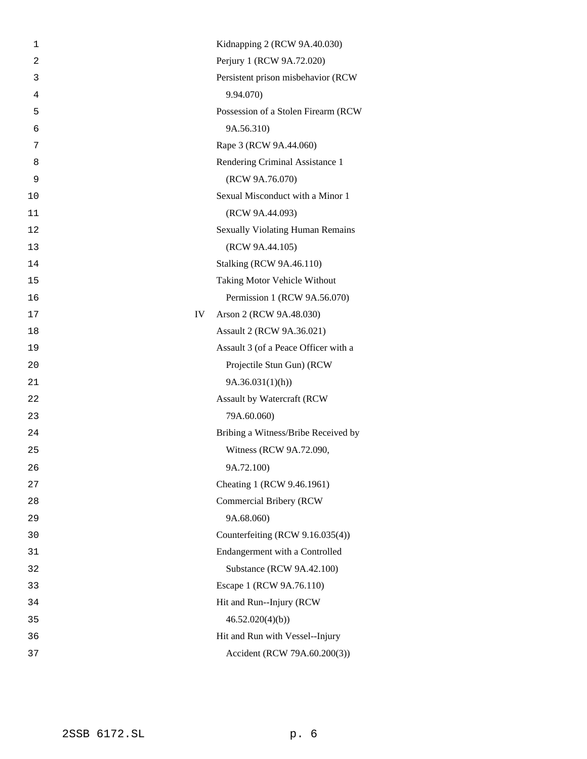| | |
|---|---|
| | Kidnapping 2 (RCW 9A.40.030) |
| | Perjury 1 (RCW 9A.72.020) |
| | Persistent prison misbehavior (RCW 9.94.070) |
| | Possession of a Stolen Firearm (RCW 9A.56.310) |
| | Rape 3 (RCW 9A.44.060) |
| | Rendering Criminal Assistance 1 (RCW 9A.76.070) |
| | Sexual Misconduct with a Minor 1 (RCW 9A.44.093) |
| | Sexually Violating Human Remains (RCW 9A.44.105) |
| | Stalking (RCW 9A.46.110) |
| | Taking Motor Vehicle Without Permission 1 (RCW 9A.56.070) |
| IV | Arson 2 (RCW 9A.48.030) |
| | Assault 2 (RCW 9A.36.021) |
| | Assault 3 (of a Peace Officer with a Projectile Stun Gun) (RCW 9A.36.031(1)(h)) |
| | Assault by Watercraft (RCW 79A.60.060) |
| | Bribing a Witness/Bribe Received by Witness (RCW 9A.72.090, 9A.72.100) |
| | Cheating 1 (RCW 9.46.1961) |
| | Commercial Bribery (RCW 9A.68.060) |
| | Counterfeiting (RCW 9.16.035(4)) |
| | Endangerment with a Controlled Substance (RCW 9A.42.100) |
| | Escape 1 (RCW 9A.76.110) |
| | Hit and Run--Injury (RCW 46.52.020(4)(b)) |
| | Hit and Run with Vessel--Injury Accident (RCW 79A.60.200(3)) |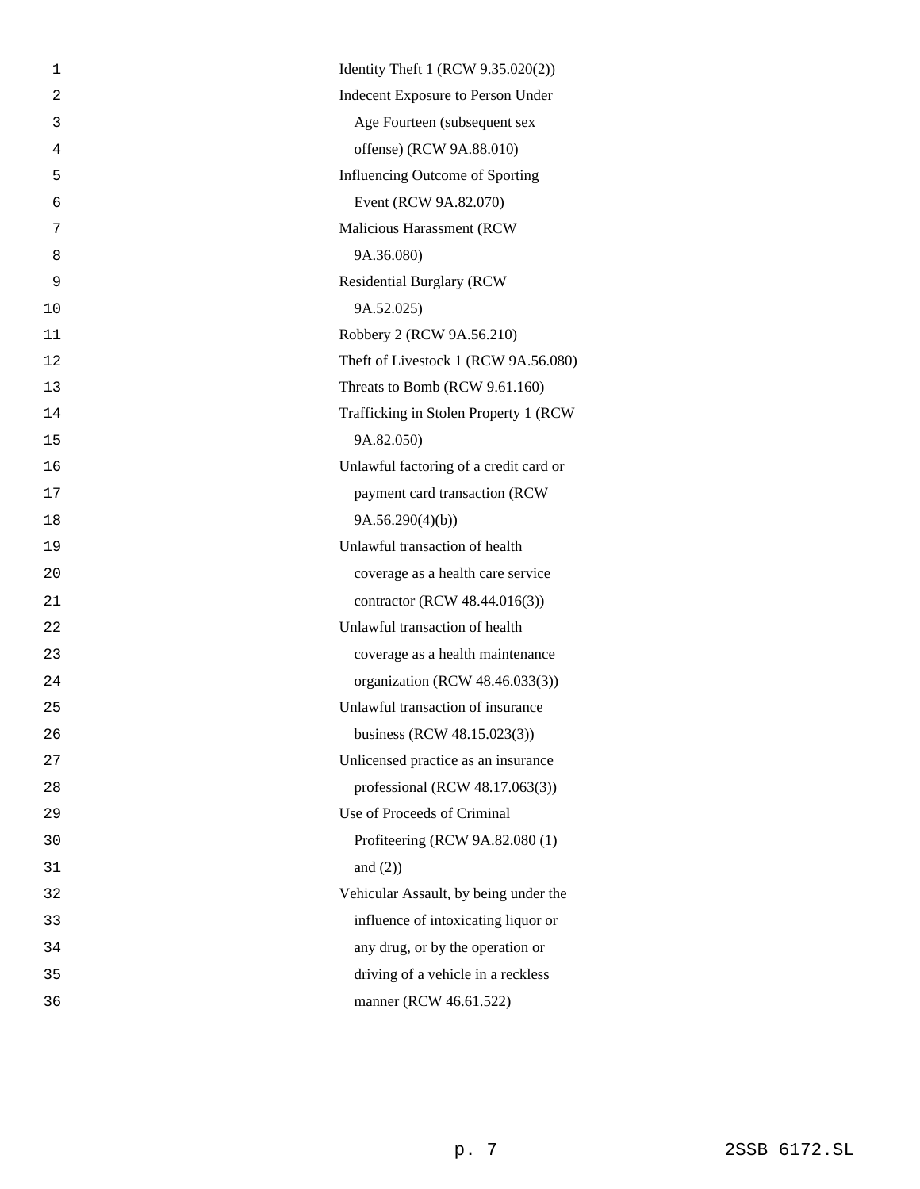Identity Theft 1 (RCW 9.35.020(2))

Indecent Exposure to Person Under Age Fourteen (subsequent sex offense) (RCW 9A.88.010)

Influencing Outcome of Sporting Event (RCW 9A.82.070)

Malicious Harassment (RCW 9A.36.080)

Residential Burglary (RCW 9A.52.025)

Robbery 2 (RCW 9A.56.210)

Theft of Livestock 1 (RCW 9A.56.080)

Threats to Bomb (RCW 9.61.160)

Trafficking in Stolen Property 1 (RCW 9A.82.050)

Unlawful factoring of a credit card or payment card transaction (RCW 9A.56.290(4)(b))

Unlawful transaction of health coverage as a health care service contractor (RCW 48.44.016(3))

Unlawful transaction of health coverage as a health maintenance organization (RCW 48.46.033(3))

Unlawful transaction of insurance business (RCW 48.15.023(3))

Unlicensed practice as an insurance professional (RCW 48.17.063(3))

Use of Proceeds of Criminal Profiteering (RCW 9A.82.080 (1) and (2))

Vehicular Assault, by being under the influence of intoxicating liquor or any drug, or by the operation or driving of a vehicle in a reckless manner (RCW 46.61.522)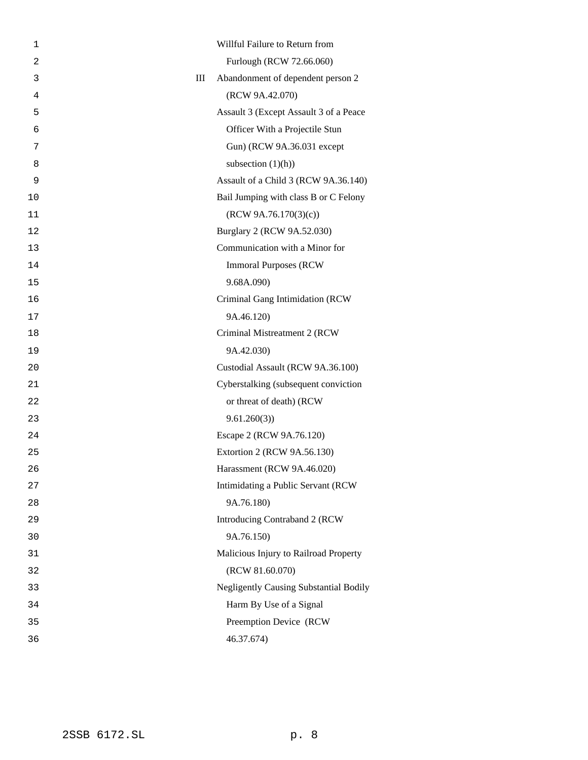| | |
|---|---|
| | Willful Failure to Return from Furlough (RCW 72.66.060) |
| III | Abandonment of dependent person 2 (RCW 9A.42.070) |
| | Assault 3 (Except Assault 3 of a Peace Officer With a Projectile Stun Gun) (RCW 9A.36.031 except subsection (1)(h)) |
| | Assault of a Child 3 (RCW 9A.36.140) |
| | Bail Jumping with class B or C Felony (RCW 9A.76.170(3)(c)) |
| | Burglary 2 (RCW 9A.52.030) |
| | Communication with a Minor for Immoral Purposes (RCW 9.68A.090) |
| | Criminal Gang Intimidation (RCW 9A.46.120) |
| | Criminal Mistreatment 2 (RCW 9A.42.030) |
| | Custodial Assault (RCW 9A.36.100) |
| | Cyberstalking (subsequent conviction or threat of death) (RCW 9.61.260(3)) |
| | Escape 2 (RCW 9A.76.120) |
| | Extortion 2 (RCW 9A.56.130) |
| | Harassment (RCW 9A.46.020) |
| | Intimidating a Public Servant (RCW 9A.76.180) |
| | Introducing Contraband 2 (RCW 9A.76.150) |
| | Malicious Injury to Railroad Property (RCW 81.60.070) |
| | Negligently Causing Substantial Bodily Harm By Use of a Signal Preemption Device (RCW 46.37.674) |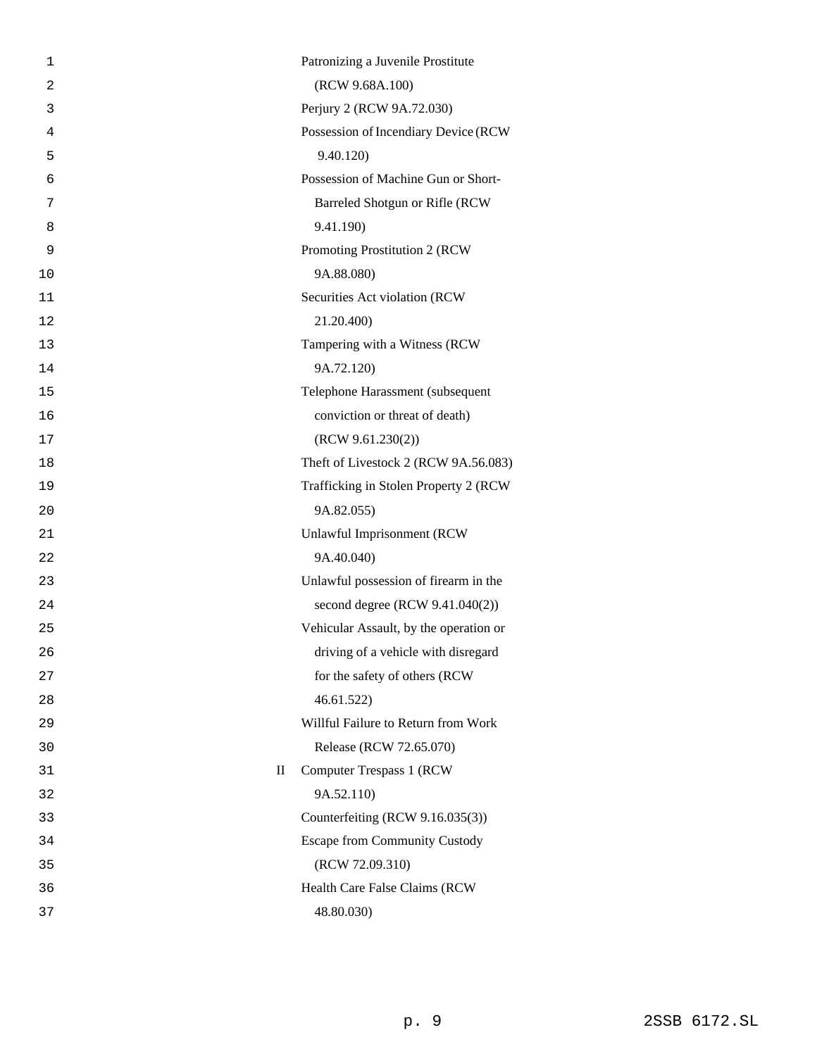| | |
|---|---|
| | Patronizing a Juvenile Prostitute (RCW 9.68A.100) |
| | Perjury 2 (RCW 9A.72.030) |
| | Possession of Incendiary Device (RCW 9.40.120) |
| | Possession of Machine Gun or Short-Barreled Shotgun or Rifle (RCW 9.41.190) |
| | Promoting Prostitution 2 (RCW 9A.88.080) |
| | Securities Act violation (RCW 21.20.400) |
| | Tampering with a Witness (RCW 9A.72.120) |
| | Telephone Harassment (subsequent conviction or threat of death) (RCW 9.61.230(2)) |
| | Theft of Livestock 2 (RCW 9A.56.083) |
| | Trafficking in Stolen Property 2 (RCW 9A.82.055) |
| | Unlawful Imprisonment (RCW 9A.40.040) |
| | Unlawful possession of firearm in the second degree (RCW 9.41.040(2)) |
| | Vehicular Assault, by the operation or driving of a vehicle with disregard for the safety of others (RCW 46.61.522) |
| | Willful Failure to Return from Work Release (RCW 72.65.070) |
| II | Computer Trespass 1 (RCW 9A.52.110) |
| | Counterfeiting (RCW 9.16.035(3)) |
| | Escape from Community Custody (RCW 72.09.310) |
| | Health Care False Claims (RCW 48.80.030) |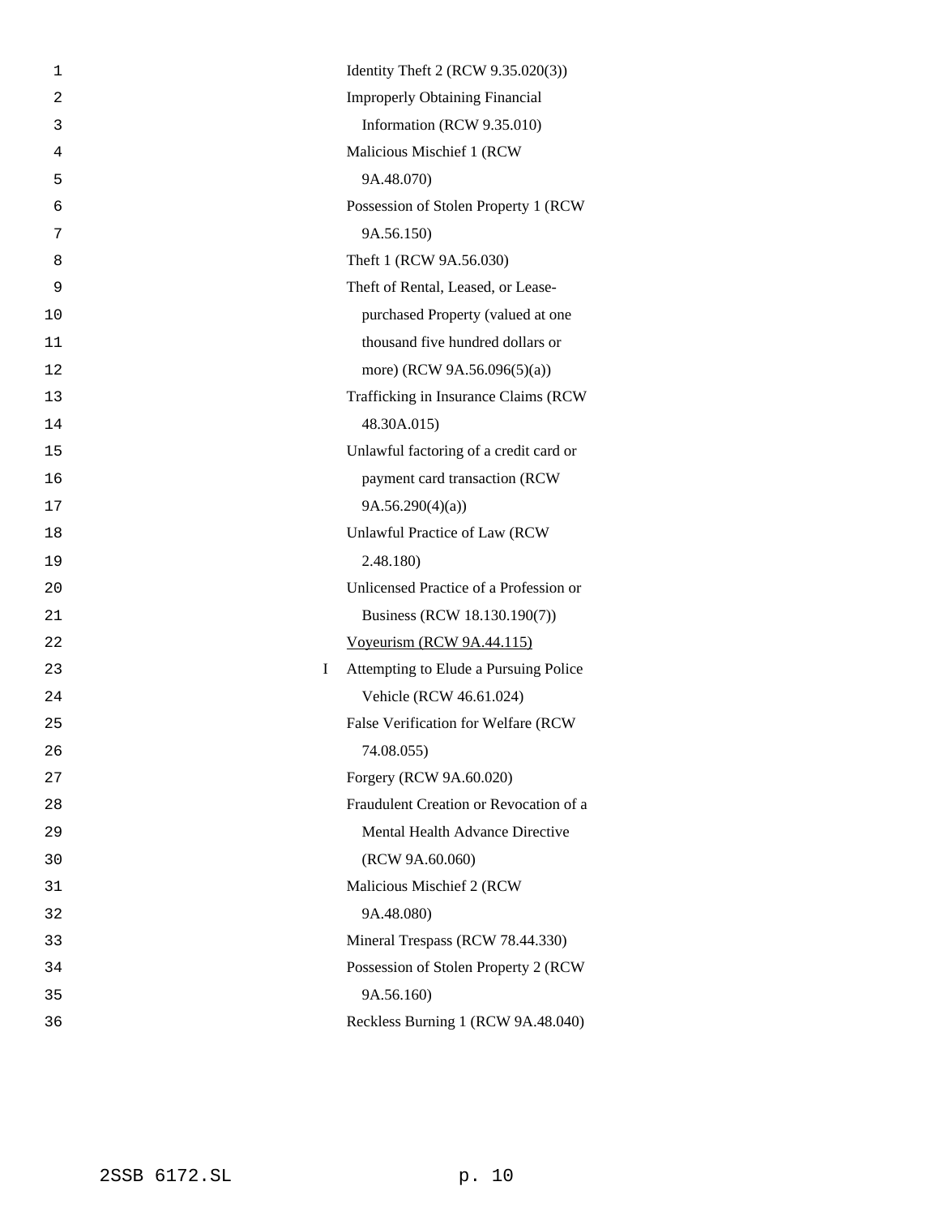Identity Theft 2 (RCW 9.35.020(3))

Improperly Obtaining Financial Information (RCW 9.35.010)

Malicious Mischief 1 (RCW 9A.48.070)

Possession of Stolen Property 1 (RCW 9A.56.150)

Theft 1 (RCW 9A.56.030)

Theft of Rental, Leased, or Lease-purchased Property (valued at one thousand five hundred dollars or more) (RCW 9A.56.096(5)(a))

Trafficking in Insurance Claims (RCW 48.30A.015)

Unlawful factoring of a credit card or payment card transaction (RCW 9A.56.290(4)(a))

Unlawful Practice of Law (RCW 2.48.180)

Unlicensed Practice of a Profession or Business (RCW 18.130.190(7))

<u>Voyeurism (RCW 9A.44.115)</u>

I Attempting to Elude a Pursuing Police Vehicle (RCW 46.61.024)

False Verification for Welfare (RCW 74.08.055)

Forgery (RCW 9A.60.020)

Fraudulent Creation or Revocation of a Mental Health Advance Directive (RCW 9A.60.060)

Malicious Mischief 2 (RCW 9A.48.080)

Mineral Trespass (RCW 78.44.330)

Possession of Stolen Property 2 (RCW 9A.56.160)

Reckless Burning 1 (RCW 9A.48.040)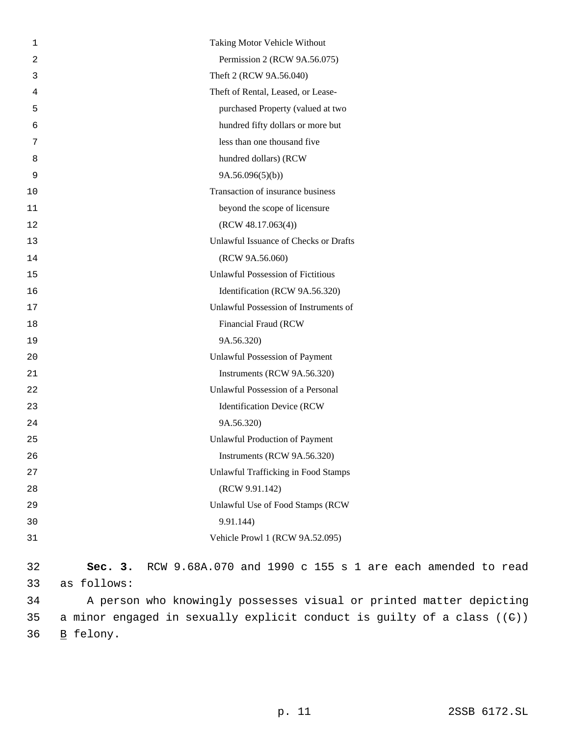Taking Motor Vehicle Without Permission 2 (RCW 9A.56.075)
Theft 2 (RCW 9A.56.040)
Theft of Rental, Leased, or Lease-purchased Property (valued at two hundred fifty dollars or more but less than one thousand five hundred dollars) (RCW 9A.56.096(5)(b))
Transaction of insurance business beyond the scope of licensure (RCW 48.17.063(4))
Unlawful Issuance of Checks or Drafts (RCW 9A.56.060)
Unlawful Possession of Fictitious Identification (RCW 9A.56.320)
Unlawful Possession of Instruments of Financial Fraud (RCW 9A.56.320)
Unlawful Possession of Payment Instruments (RCW 9A.56.320)
Unlawful Possession of a Personal Identification Device (RCW 9A.56.320)
Unlawful Production of Payment Instruments (RCW 9A.56.320)
Unlawful Trafficking in Food Stamps (RCW 9.91.142)
Unlawful Use of Food Stamps (RCW 9.91.144)
Vehicle Prowl 1 (RCW 9A.52.095)

**Sec. 3.** RCW 9.68A.070 and 1990 c 155 s 1 are each amended to read as follows:

A person who knowingly possesses visual or printed matter depicting a minor engaged in sexually explicit conduct is guilty of a class ((~~C~~)) B felony.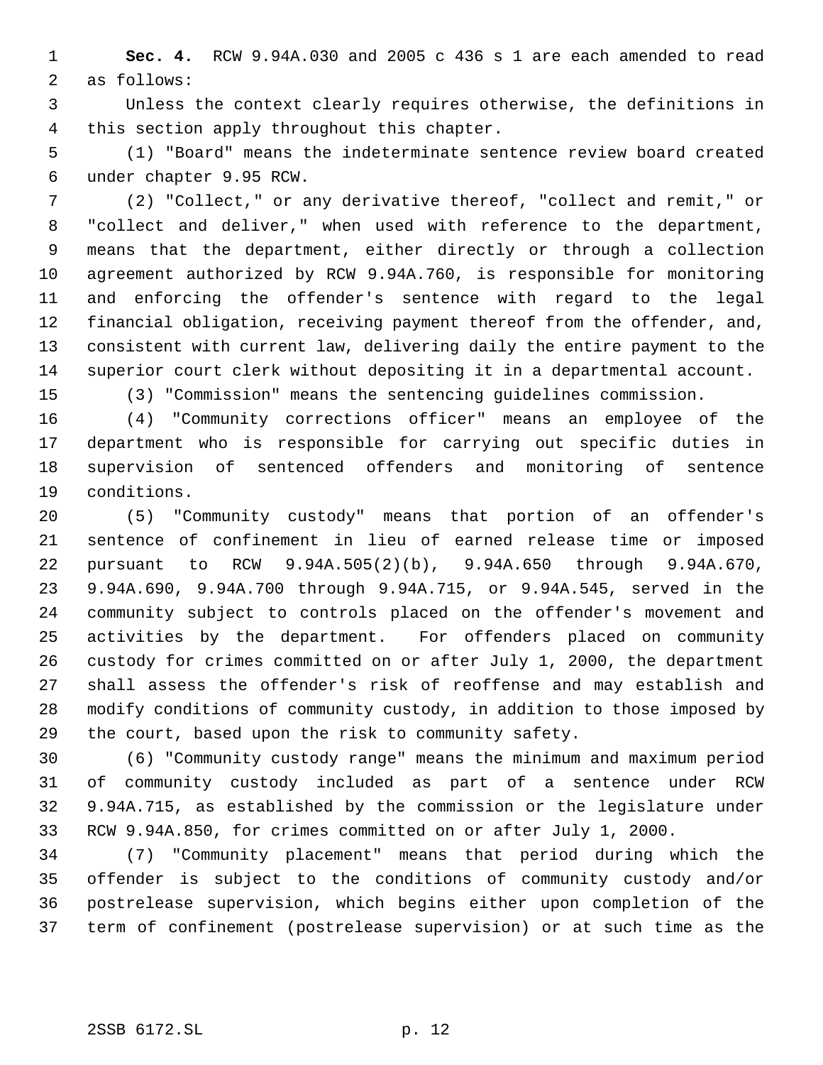**Sec. 4.** RCW 9.94A.030 and 2005 c 436 s 1 are each amended to read as follows:

Unless the context clearly requires otherwise, the definitions in this section apply throughout this chapter.

(1) "Board" means the indeterminate sentence review board created under chapter 9.95 RCW.

(2) "Collect," or any derivative thereof, "collect and remit," or "collect and deliver," when used with reference to the department, means that the department, either directly or through a collection agreement authorized by RCW 9.94A.760, is responsible for monitoring and enforcing the offender's sentence with regard to the legal financial obligation, receiving payment thereof from the offender, and, consistent with current law, delivering daily the entire payment to the superior court clerk without depositing it in a departmental account.

(3) "Commission" means the sentencing guidelines commission.

(4) "Community corrections officer" means an employee of the department who is responsible for carrying out specific duties in supervision of sentenced offenders and monitoring of sentence conditions.

(5) "Community custody" means that portion of an offender's sentence of confinement in lieu of earned release time or imposed pursuant to RCW 9.94A.505(2)(b), 9.94A.650 through 9.94A.670, 9.94A.690, 9.94A.700 through 9.94A.715, or 9.94A.545, served in the community subject to controls placed on the offender's movement and activities by the department. For offenders placed on community custody for crimes committed on or after July 1, 2000, the department shall assess the offender's risk of reoffense and may establish and modify conditions of community custody, in addition to those imposed by the court, based upon the risk to community safety.

(6) "Community custody range" means the minimum and maximum period of community custody included as part of a sentence under RCW 9.94A.715, as established by the commission or the legislature under RCW 9.94A.850, for crimes committed on or after July 1, 2000.

(7) "Community placement" means that period during which the offender is subject to the conditions of community custody and/or postrelease supervision, which begins either upon completion of the term of confinement (postrelease supervision) or at such time as the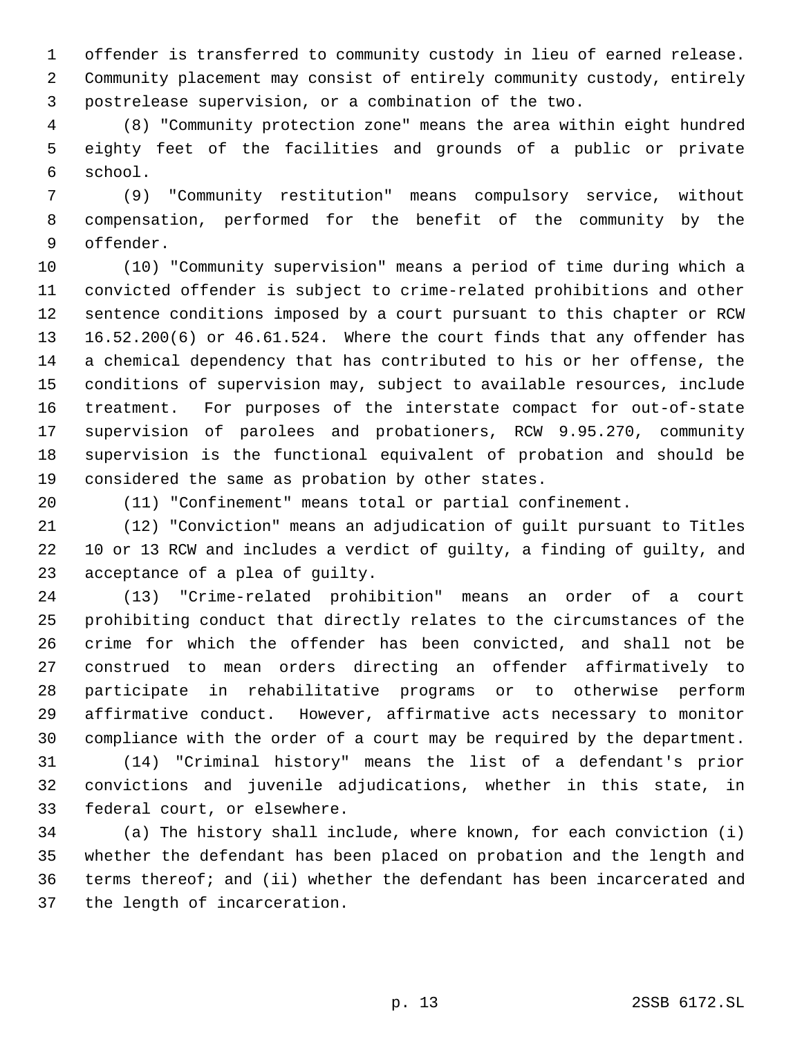offender is transferred to community custody in lieu of earned release. Community placement may consist of entirely community custody, entirely postrelease supervision, or a combination of the two.

(8) "Community protection zone" means the area within eight hundred eighty feet of the facilities and grounds of a public or private school.

(9) "Community restitution" means compulsory service, without compensation, performed for the benefit of the community by the offender.

(10) "Community supervision" means a period of time during which a convicted offender is subject to crime-related prohibitions and other sentence conditions imposed by a court pursuant to this chapter or RCW 16.52.200(6) or 46.61.524. Where the court finds that any offender has a chemical dependency that has contributed to his or her offense, the conditions of supervision may, subject to available resources, include treatment. For purposes of the interstate compact for out-of-state supervision of parolees and probationers, RCW 9.95.270, community supervision is the functional equivalent of probation and should be considered the same as probation by other states.

(11) "Confinement" means total or partial confinement.

(12) "Conviction" means an adjudication of guilt pursuant to Titles 10 or 13 RCW and includes a verdict of guilty, a finding of guilty, and acceptance of a plea of guilty.

(13) "Crime-related prohibition" means an order of a court prohibiting conduct that directly relates to the circumstances of the crime for which the offender has been convicted, and shall not be construed to mean orders directing an offender affirmatively to participate in rehabilitative programs or to otherwise perform affirmative conduct. However, affirmative acts necessary to monitor compliance with the order of a court may be required by the department.

(14) "Criminal history" means the list of a defendant's prior convictions and juvenile adjudications, whether in this state, in federal court, or elsewhere.

(a) The history shall include, where known, for each conviction (i) whether the defendant has been placed on probation and the length and terms thereof; and (ii) whether the defendant has been incarcerated and the length of incarceration.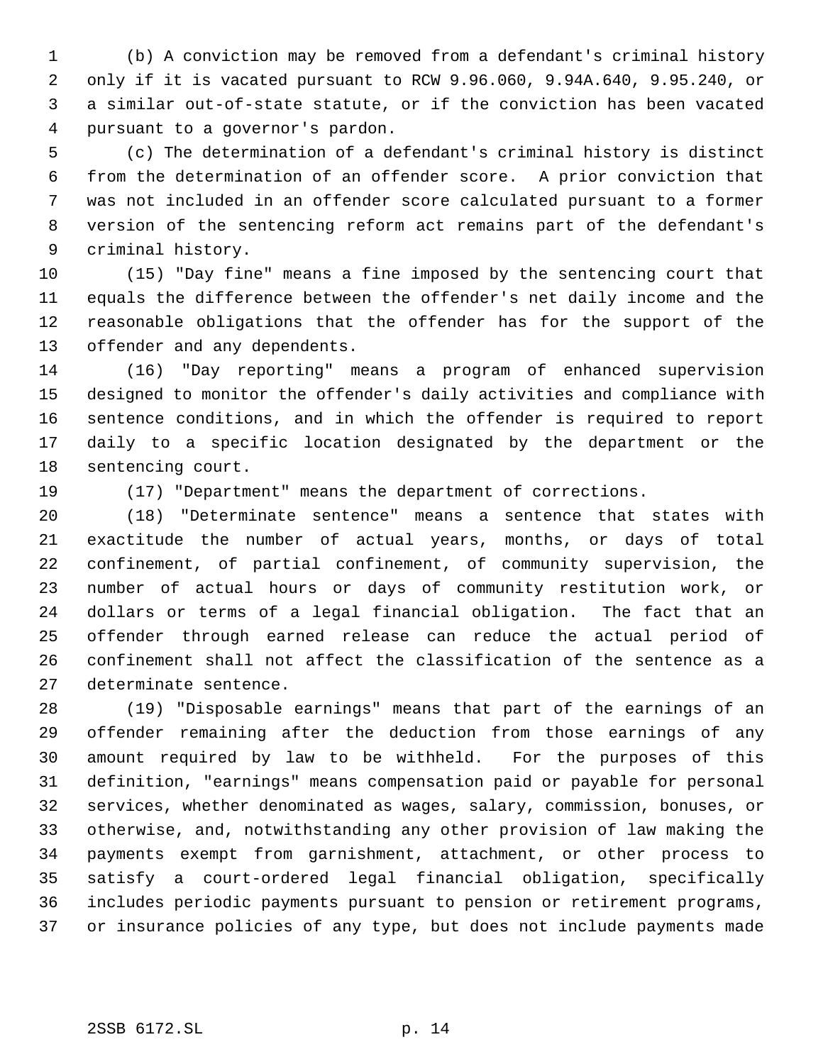(b) A conviction may be removed from a defendant's criminal history only if it is vacated pursuant to RCW 9.96.060, 9.94A.640, 9.95.240, or a similar out-of-state statute, or if the conviction has been vacated pursuant to a governor's pardon.

(c) The determination of a defendant's criminal history is distinct from the determination of an offender score. A prior conviction that was not included in an offender score calculated pursuant to a former version of the sentencing reform act remains part of the defendant's criminal history.

(15) "Day fine" means a fine imposed by the sentencing court that equals the difference between the offender's net daily income and the reasonable obligations that the offender has for the support of the offender and any dependents.

(16) "Day reporting" means a program of enhanced supervision designed to monitor the offender's daily activities and compliance with sentence conditions, and in which the offender is required to report daily to a specific location designated by the department or the sentencing court.

(17) "Department" means the department of corrections.

(18) "Determinate sentence" means a sentence that states with exactitude the number of actual years, months, or days of total confinement, of partial confinement, of community supervision, the number of actual hours or days of community restitution work, or dollars or terms of a legal financial obligation. The fact that an offender through earned release can reduce the actual period of confinement shall not affect the classification of the sentence as a determinate sentence.

(19) "Disposable earnings" means that part of the earnings of an offender remaining after the deduction from those earnings of any amount required by law to be withheld. For the purposes of this definition, "earnings" means compensation paid or payable for personal services, whether denominated as wages, salary, commission, bonuses, or otherwise, and, notwithstanding any other provision of law making the payments exempt from garnishment, attachment, or other process to satisfy a court-ordered legal financial obligation, specifically includes periodic payments pursuant to pension or retirement programs, or insurance policies of any type, but does not include payments made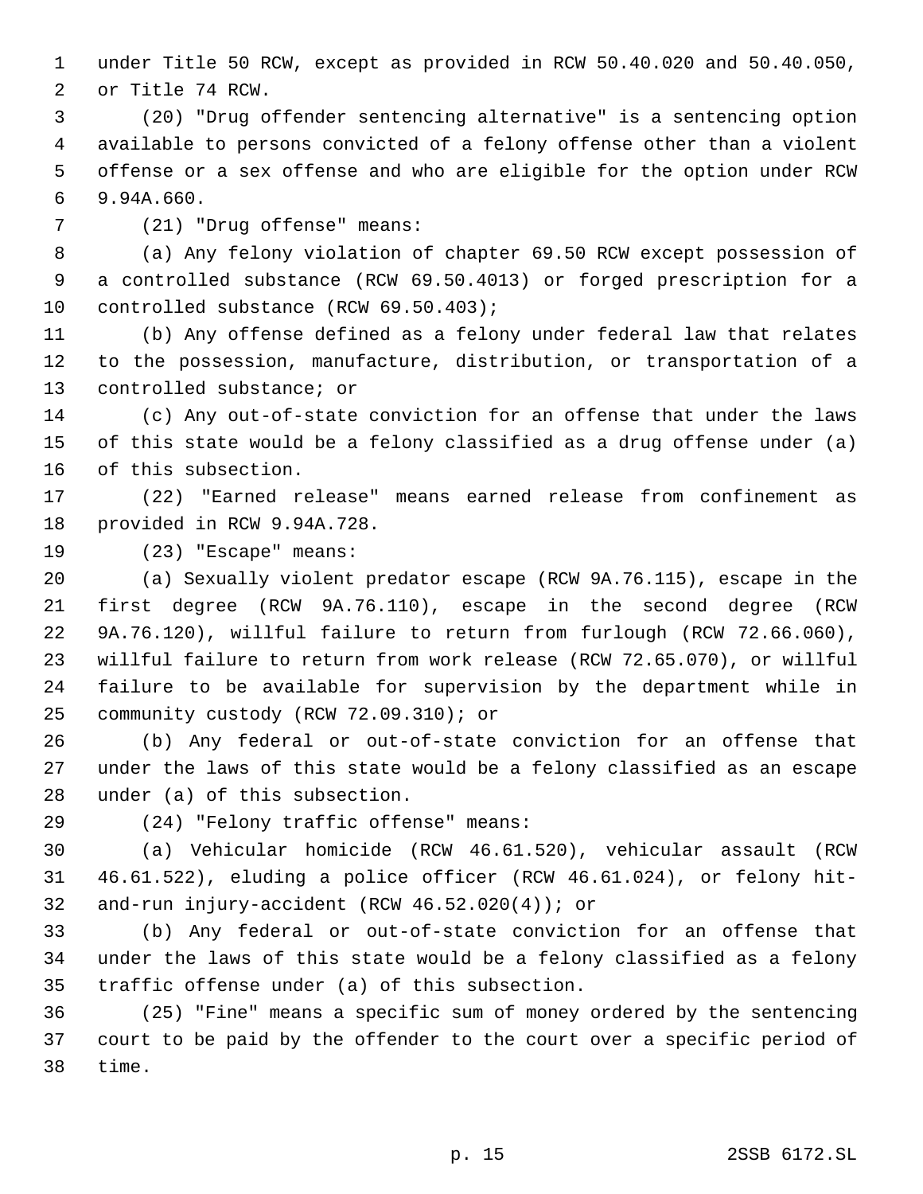under Title 50 RCW, except as provided in RCW 50.40.020 and 50.40.050, or Title 74 RCW.

(20) "Drug offender sentencing alternative" is a sentencing option available to persons convicted of a felony offense other than a violent offense or a sex offense and who are eligible for the option under RCW 9.94A.660.

(21) "Drug offense" means:

(a) Any felony violation of chapter 69.50 RCW except possession of a controlled substance (RCW 69.50.4013) or forged prescription for a controlled substance (RCW 69.50.403);

(b) Any offense defined as a felony under federal law that relates to the possession, manufacture, distribution, or transportation of a controlled substance; or

(c) Any out-of-state conviction for an offense that under the laws of this state would be a felony classified as a drug offense under (a) of this subsection.

(22) "Earned release" means earned release from confinement as provided in RCW 9.94A.728.

(23) "Escape" means:

(a) Sexually violent predator escape (RCW 9A.76.115), escape in the first degree (RCW 9A.76.110), escape in the second degree (RCW 9A.76.120), willful failure to return from furlough (RCW 72.66.060), willful failure to return from work release (RCW 72.65.070), or willful failure to be available for supervision by the department while in community custody (RCW 72.09.310); or

(b) Any federal or out-of-state conviction for an offense that under the laws of this state would be a felony classified as an escape under (a) of this subsection.

(24) "Felony traffic offense" means:

(a) Vehicular homicide (RCW 46.61.520), vehicular assault (RCW 46.61.522), eluding a police officer (RCW 46.61.024), or felony hit-and-run injury-accident (RCW 46.52.020(4)); or

(b) Any federal or out-of-state conviction for an offense that under the laws of this state would be a felony classified as a felony traffic offense under (a) of this subsection.

(25) "Fine" means a specific sum of money ordered by the sentencing court to be paid by the offender to the court over a specific period of time.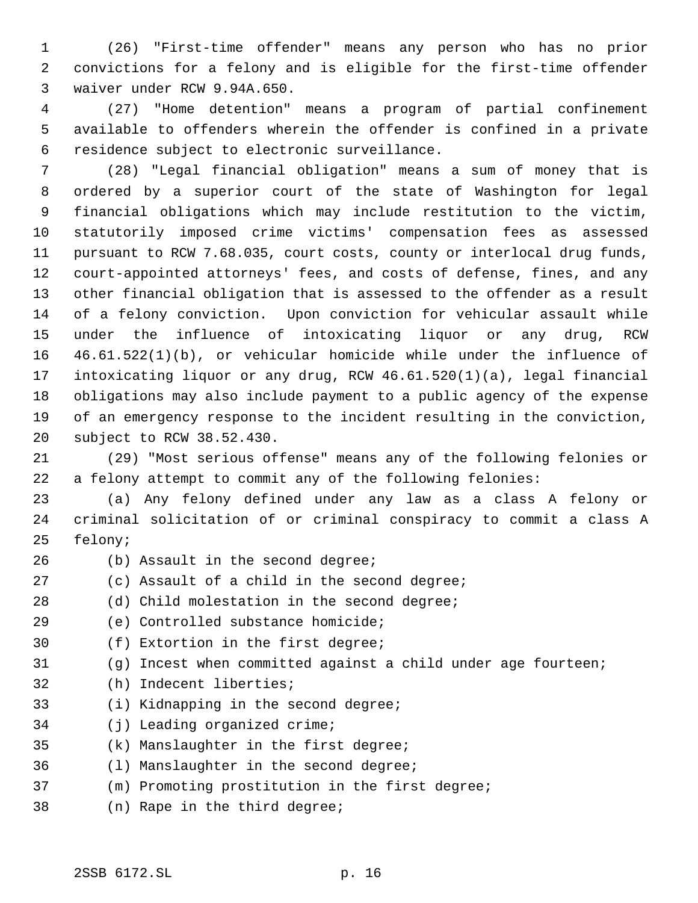(26) "First-time offender" means any person who has no prior convictions for a felony and is eligible for the first-time offender waiver under RCW 9.94A.650.

(27) "Home detention" means a program of partial confinement available to offenders wherein the offender is confined in a private residence subject to electronic surveillance.

(28) "Legal financial obligation" means a sum of money that is ordered by a superior court of the state of Washington for legal financial obligations which may include restitution to the victim, statutorily imposed crime victims' compensation fees as assessed pursuant to RCW 7.68.035, court costs, county or interlocal drug funds, court-appointed attorneys' fees, and costs of defense, fines, and any other financial obligation that is assessed to the offender as a result of a felony conviction. Upon conviction for vehicular assault while under the influence of intoxicating liquor or any drug, RCW 46.61.522(1)(b), or vehicular homicide while under the influence of intoxicating liquor or any drug, RCW 46.61.520(1)(a), legal financial obligations may also include payment to a public agency of the expense of an emergency response to the incident resulting in the conviction, subject to RCW 38.52.430.

(29) "Most serious offense" means any of the following felonies or a felony attempt to commit any of the following felonies:

(a) Any felony defined under any law as a class A felony or criminal solicitation of or criminal conspiracy to commit a class A felony;

(b) Assault in the second degree;

(c) Assault of a child in the second degree;

(d) Child molestation in the second degree;

(e) Controlled substance homicide;

(f) Extortion in the first degree;

(g) Incest when committed against a child under age fourteen;

(h) Indecent liberties;

(i) Kidnapping in the second degree;

(j) Leading organized crime;

(k) Manslaughter in the first degree;

(l) Manslaughter in the second degree;

(m) Promoting prostitution in the first degree;

(n) Rape in the third degree;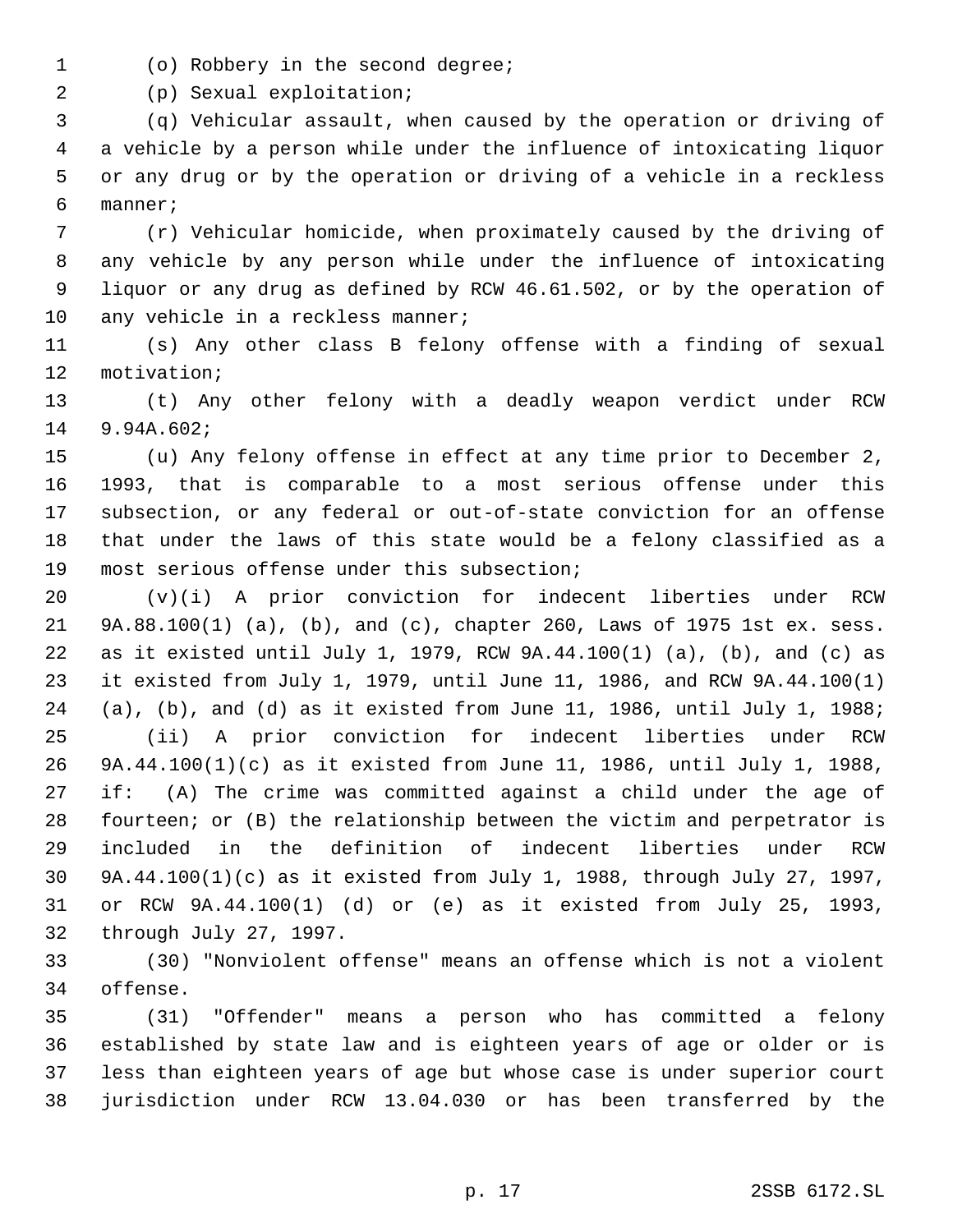(o) Robbery in the second degree;

(p) Sexual exploitation;

(q) Vehicular assault, when caused by the operation or driving of a vehicle by a person while under the influence of intoxicating liquor or any drug or by the operation or driving of a vehicle in a reckless manner;

(r) Vehicular homicide, when proximately caused by the driving of any vehicle by any person while under the influence of intoxicating liquor or any drug as defined by RCW 46.61.502, or by the operation of any vehicle in a reckless manner;

(s) Any other class B felony offense with a finding of sexual motivation;

(t) Any other felony with a deadly weapon verdict under RCW 9.94A.602;

(u) Any felony offense in effect at any time prior to December 2, 1993, that is comparable to a most serious offense under this subsection, or any federal or out-of-state conviction for an offense that under the laws of this state would be a felony classified as a most serious offense under this subsection;

(v)(i) A prior conviction for indecent liberties under RCW 9A.88.100(1) (a), (b), and (c), chapter 260, Laws of 1975 1st ex. sess. as it existed until July 1, 1979, RCW 9A.44.100(1) (a), (b), and (c) as it existed from July 1, 1979, until June 11, 1986, and RCW 9A.44.100(1) (a), (b), and (d) as it existed from June 11, 1986, until July 1, 1988;

(ii) A prior conviction for indecent liberties under RCW 9A.44.100(1)(c) as it existed from June 11, 1986, until July 1, 1988, if: (A) The crime was committed against a child under the age of fourteen; or (B) the relationship between the victim and perpetrator is included in the definition of indecent liberties under RCW 9A.44.100(1)(c) as it existed from July 1, 1988, through July 27, 1997, or RCW 9A.44.100(1) (d) or (e) as it existed from July 25, 1993, through July 27, 1997.

(30) "Nonviolent offense" means an offense which is not a violent offense.

(31) "Offender" means a person who has committed a felony established by state law and is eighteen years of age or older or is less than eighteen years of age but whose case is under superior court jurisdiction under RCW 13.04.030 or has been transferred by the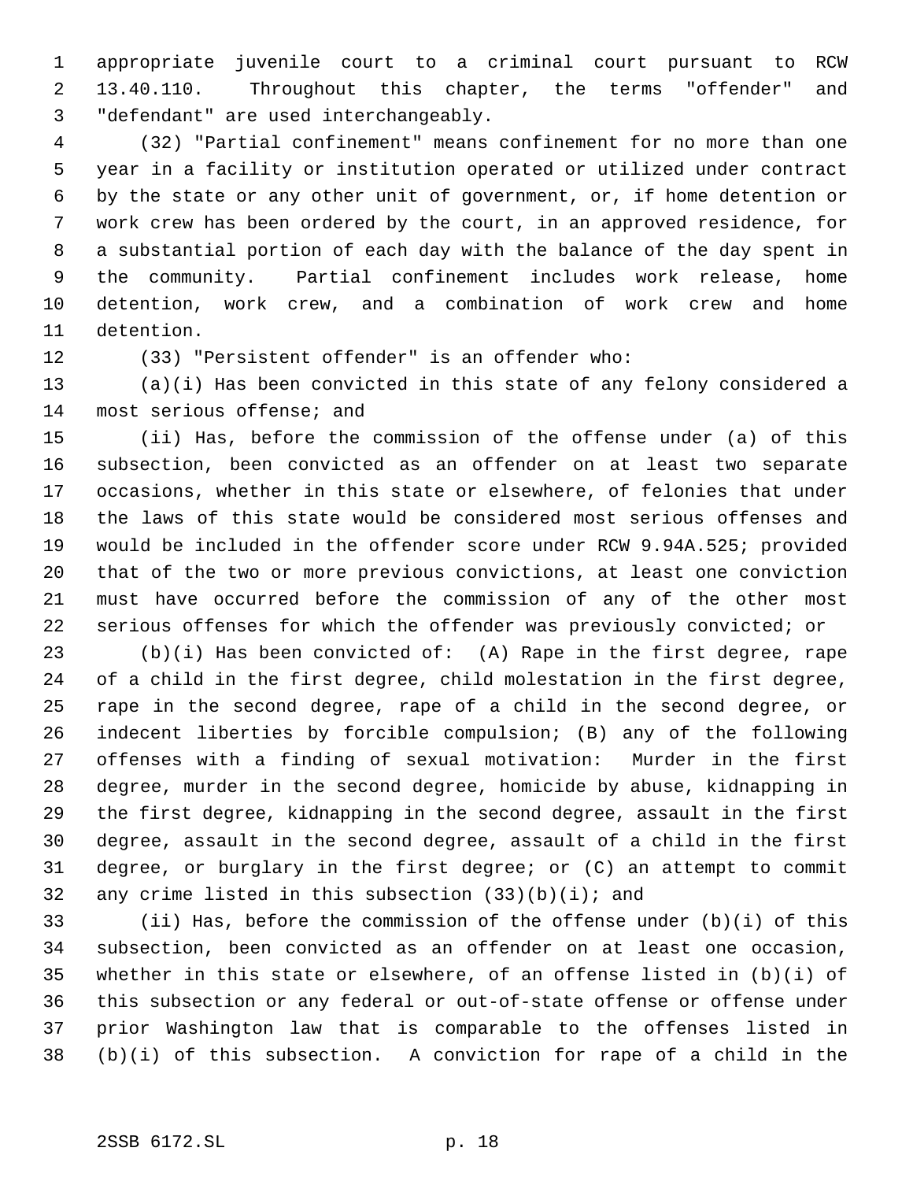appropriate juvenile court to a criminal court pursuant to RCW 13.40.110. Throughout this chapter, the terms "offender" and "defendant" are used interchangeably.

(32) "Partial confinement" means confinement for no more than one year in a facility or institution operated or utilized under contract by the state or any other unit of government, or, if home detention or work crew has been ordered by the court, in an approved residence, for a substantial portion of each day with the balance of the day spent in the community. Partial confinement includes work release, home detention, work crew, and a combination of work crew and home detention.

(33) "Persistent offender" is an offender who:

(a)(i) Has been convicted in this state of any felony considered a most serious offense; and

(ii) Has, before the commission of the offense under (a) of this subsection, been convicted as an offender on at least two separate occasions, whether in this state or elsewhere, of felonies that under the laws of this state would be considered most serious offenses and would be included in the offender score under RCW 9.94A.525; provided that of the two or more previous convictions, at least one conviction must have occurred before the commission of any of the other most serious offenses for which the offender was previously convicted; or

(b)(i) Has been convicted of: (A) Rape in the first degree, rape of a child in the first degree, child molestation in the first degree, rape in the second degree, rape of a child in the second degree, or indecent liberties by forcible compulsion; (B) any of the following offenses with a finding of sexual motivation: Murder in the first degree, murder in the second degree, homicide by abuse, kidnapping in the first degree, kidnapping in the second degree, assault in the first degree, assault in the second degree, assault of a child in the first degree, or burglary in the first degree; or (C) an attempt to commit any crime listed in this subsection (33)(b)(i); and

(ii) Has, before the commission of the offense under (b)(i) of this subsection, been convicted as an offender on at least one occasion, whether in this state or elsewhere, of an offense listed in (b)(i) of this subsection or any federal or out-of-state offense or offense under prior Washington law that is comparable to the offenses listed in (b)(i) of this subsection. A conviction for rape of a child in the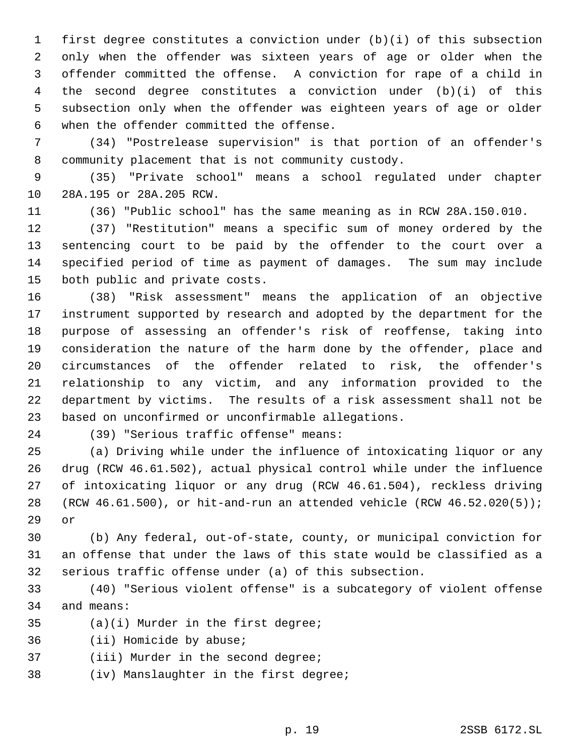first degree constitutes a conviction under (b)(i) of this subsection only when the offender was sixteen years of age or older when the offender committed the offense. A conviction for rape of a child in the second degree constitutes a conviction under (b)(i) of this subsection only when the offender was eighteen years of age or older when the offender committed the offense.

(34) "Postrelease supervision" is that portion of an offender's community placement that is not community custody.

(35) "Private school" means a school regulated under chapter 28A.195 or 28A.205 RCW.

(36) "Public school" has the same meaning as in RCW 28A.150.010.

(37) "Restitution" means a specific sum of money ordered by the sentencing court to be paid by the offender to the court over a specified period of time as payment of damages. The sum may include both public and private costs.

(38) "Risk assessment" means the application of an objective instrument supported by research and adopted by the department for the purpose of assessing an offender's risk of reoffense, taking into consideration the nature of the harm done by the offender, place and circumstances of the offender related to risk, the offender's relationship to any victim, and any information provided to the department by victims. The results of a risk assessment shall not be based on unconfirmed or unconfirmable allegations.

(39) "Serious traffic offense" means:

(a) Driving while under the influence of intoxicating liquor or any drug (RCW 46.61.502), actual physical control while under the influence of intoxicating liquor or any drug (RCW 46.61.504), reckless driving (RCW 46.61.500), or hit-and-run an attended vehicle (RCW 46.52.020(5)); or

(b) Any federal, out-of-state, county, or municipal conviction for an offense that under the laws of this state would be classified as a serious traffic offense under (a) of this subsection.

(40) "Serious violent offense" is a subcategory of violent offense and means:

(a)(i) Murder in the first degree;

(ii) Homicide by abuse;

(iii) Murder in the second degree;

(iv) Manslaughter in the first degree;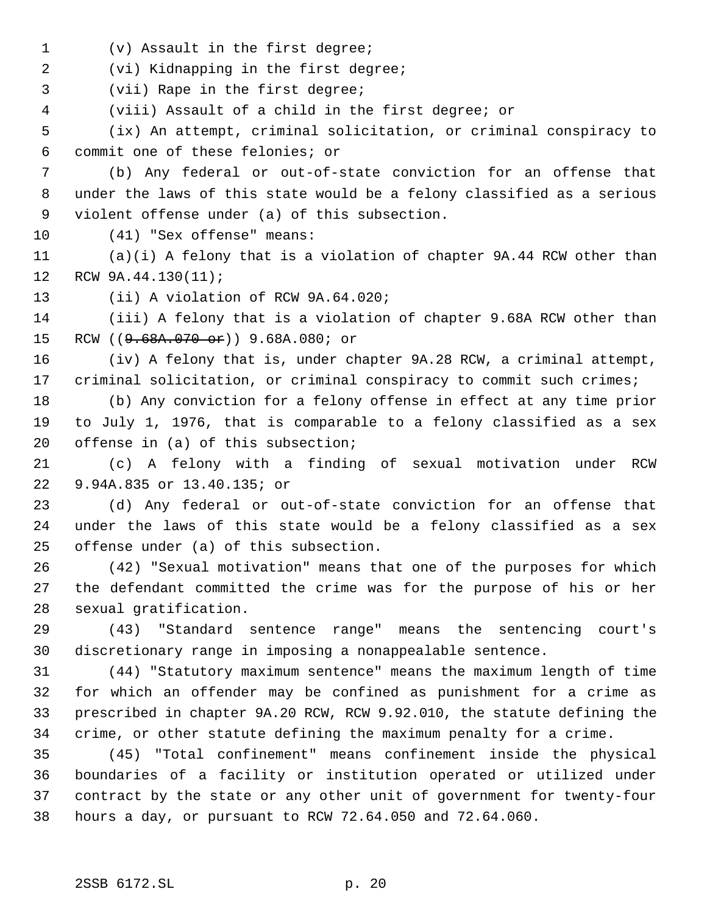(v) Assault in the first degree;

(vi) Kidnapping in the first degree;

(vii) Rape in the first degree;

(viii) Assault of a child in the first degree; or

(ix) An attempt, criminal solicitation, or criminal conspiracy to commit one of these felonies; or

(b) Any federal or out-of-state conviction for an offense that under the laws of this state would be a felony classified as a serious violent offense under (a) of this subsection.

(41) "Sex offense" means:

(a)(i) A felony that is a violation of chapter 9A.44 RCW other than RCW 9A.44.130(11);

(ii) A violation of RCW 9A.64.020;

(iii) A felony that is a violation of chapter 9.68A RCW other than RCW ((~~9.68A.070 or~~)) 9.68A.080; or

(iv) A felony that is, under chapter 9A.28 RCW, a criminal attempt, criminal solicitation, or criminal conspiracy to commit such crimes;

(b) Any conviction for a felony offense in effect at any time prior to July 1, 1976, that is comparable to a felony classified as a sex offense in (a) of this subsection;

(c) A felony with a finding of sexual motivation under RCW 9.94A.835 or 13.40.135; or

(d) Any federal or out-of-state conviction for an offense that under the laws of this state would be a felony classified as a sex offense under (a) of this subsection.

(42) "Sexual motivation" means that one of the purposes for which the defendant committed the crime was for the purpose of his or her sexual gratification.

(43) "Standard sentence range" means the sentencing court's discretionary range in imposing a nonappealable sentence.

(44) "Statutory maximum sentence" means the maximum length of time for which an offender may be confined as punishment for a crime as prescribed in chapter 9A.20 RCW, RCW 9.92.010, the statute defining the crime, or other statute defining the maximum penalty for a crime.

(45) "Total confinement" means confinement inside the physical boundaries of a facility or institution operated or utilized under contract by the state or any other unit of government for twenty-four hours a day, or pursuant to RCW 72.64.050 and 72.64.060.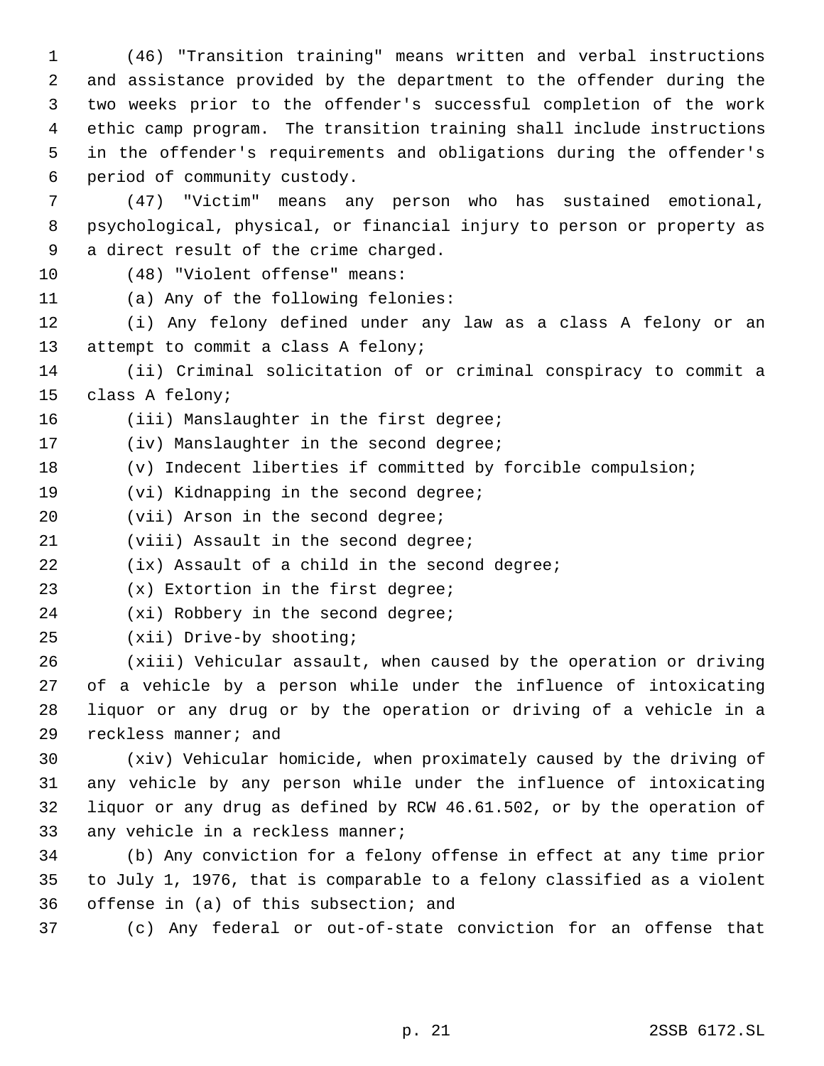(46) "Transition training" means written and verbal instructions and assistance provided by the department to the offender during the two weeks prior to the offender's successful completion of the work ethic camp program. The transition training shall include instructions in the offender's requirements and obligations during the offender's period of community custody.

(47) "Victim" means any person who has sustained emotional, psychological, physical, or financial injury to person or property as a direct result of the crime charged.

(48) "Violent offense" means:

(a) Any of the following felonies:

(i) Any felony defined under any law as a class A felony or an attempt to commit a class A felony;

(ii) Criminal solicitation of or criminal conspiracy to commit a class A felony;

(iii) Manslaughter in the first degree;

(iv) Manslaughter in the second degree;

(v) Indecent liberties if committed by forcible compulsion;

(vi) Kidnapping in the second degree;

(vii) Arson in the second degree;

(viii) Assault in the second degree;

(ix) Assault of a child in the second degree;

(x) Extortion in the first degree;

(xi) Robbery in the second degree;

(xii) Drive-by shooting;

(xiii) Vehicular assault, when caused by the operation or driving of a vehicle by a person while under the influence of intoxicating liquor or any drug or by the operation or driving of a vehicle in a reckless manner; and

(xiv) Vehicular homicide, when proximately caused by the driving of any vehicle by any person while under the influence of intoxicating liquor or any drug as defined by RCW 46.61.502, or by the operation of any vehicle in a reckless manner;

(b) Any conviction for a felony offense in effect at any time prior to July 1, 1976, that is comparable to a felony classified as a violent offense in (a) of this subsection; and

(c) Any federal or out-of-state conviction for an offense that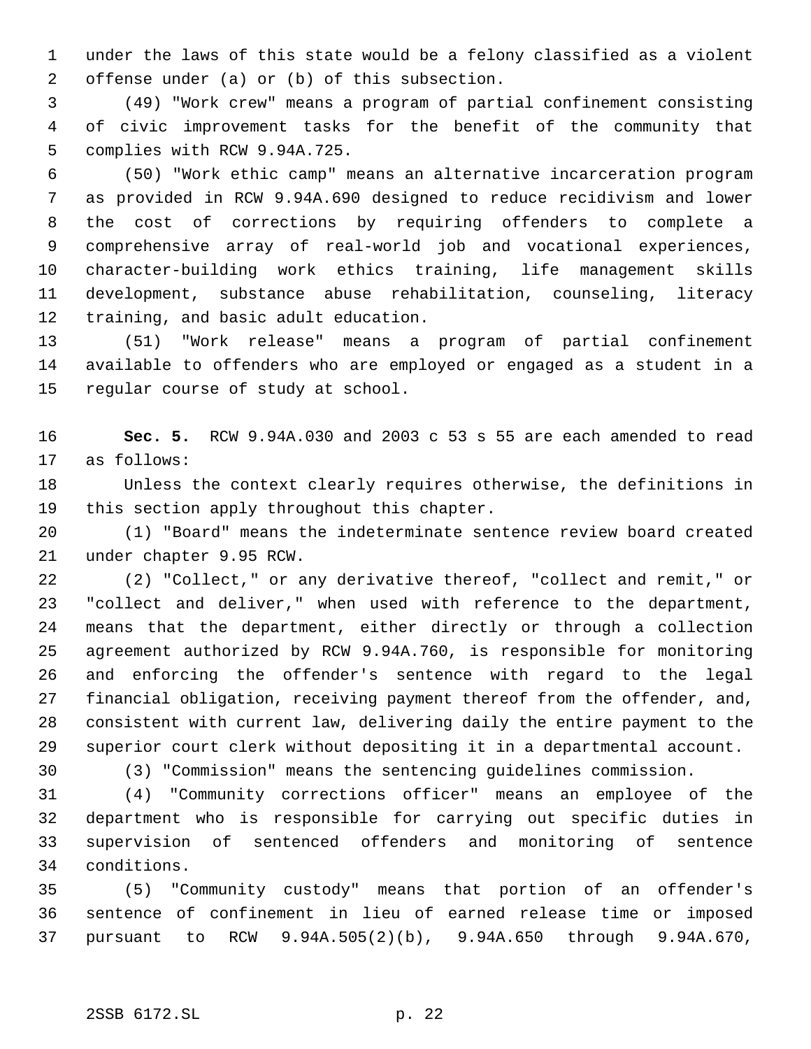under the laws of this state would be a felony classified as a violent offense under (a) or (b) of this subsection.

(49) "Work crew" means a program of partial confinement consisting of civic improvement tasks for the benefit of the community that complies with RCW 9.94A.725.

(50) "Work ethic camp" means an alternative incarceration program as provided in RCW 9.94A.690 designed to reduce recidivism and lower the cost of corrections by requiring offenders to complete a comprehensive array of real-world job and vocational experiences, character-building work ethics training, life management skills development, substance abuse rehabilitation, counseling, literacy training, and basic adult education.

(51) "Work release" means a program of partial confinement available to offenders who are employed or engaged as a student in a regular course of study at school.

**Sec. 5.** RCW 9.94A.030 and 2003 c 53 s 55 are each amended to read as follows:

Unless the context clearly requires otherwise, the definitions in this section apply throughout this chapter.

(1) "Board" means the indeterminate sentence review board created under chapter 9.95 RCW.

(2) "Collect," or any derivative thereof, "collect and remit," or "collect and deliver," when used with reference to the department, means that the department, either directly or through a collection agreement authorized by RCW 9.94A.760, is responsible for monitoring and enforcing the offender's sentence with regard to the legal financial obligation, receiving payment thereof from the offender, and, consistent with current law, delivering daily the entire payment to the superior court clerk without depositing it in a departmental account.

(3) "Commission" means the sentencing guidelines commission.

(4) "Community corrections officer" means an employee of the department who is responsible for carrying out specific duties in supervision of sentenced offenders and monitoring of sentence conditions.

(5) "Community custody" means that portion of an offender's sentence of confinement in lieu of earned release time or imposed pursuant to RCW 9.94A.505(2)(b), 9.94A.650 through 9.94A.670,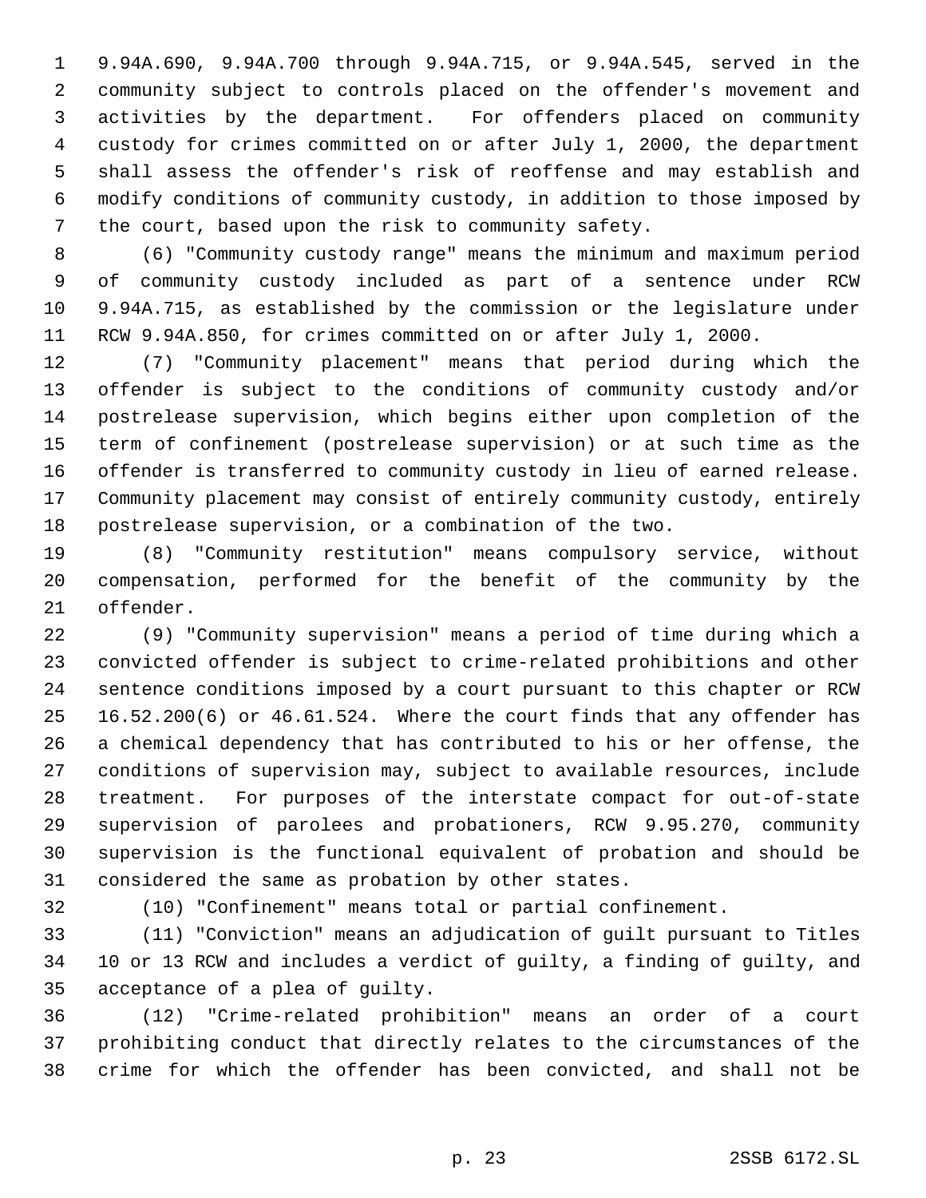9.94A.690, 9.94A.700 through 9.94A.715, or 9.94A.545, served in the community subject to controls placed on the offender's movement and activities by the department. For offenders placed on community custody for crimes committed on or after July 1, 2000, the department shall assess the offender's risk of reoffense and may establish and modify conditions of community custody, in addition to those imposed by the court, based upon the risk to community safety.

(6) "Community custody range" means the minimum and maximum period of community custody included as part of a sentence under RCW 9.94A.715, as established by the commission or the legislature under RCW 9.94A.850, for crimes committed on or after July 1, 2000.

(7) "Community placement" means that period during which the offender is subject to the conditions of community custody and/or postrelease supervision, which begins either upon completion of the term of confinement (postrelease supervision) or at such time as the offender is transferred to community custody in lieu of earned release. Community placement may consist of entirely community custody, entirely postrelease supervision, or a combination of the two.

(8) "Community restitution" means compulsory service, without compensation, performed for the benefit of the community by the offender.

(9) "Community supervision" means a period of time during which a convicted offender is subject to crime-related prohibitions and other sentence conditions imposed by a court pursuant to this chapter or RCW 16.52.200(6) or 46.61.524. Where the court finds that any offender has a chemical dependency that has contributed to his or her offense, the conditions of supervision may, subject to available resources, include treatment. For purposes of the interstate compact for out-of-state supervision of parolees and probationers, RCW 9.95.270, community supervision is the functional equivalent of probation and should be considered the same as probation by other states.

(10) "Confinement" means total or partial confinement.

(11) "Conviction" means an adjudication of guilt pursuant to Titles 10 or 13 RCW and includes a verdict of guilty, a finding of guilty, and acceptance of a plea of guilty.

(12) "Crime-related prohibition" means an order of a court prohibiting conduct that directly relates to the circumstances of the crime for which the offender has been convicted, and shall not be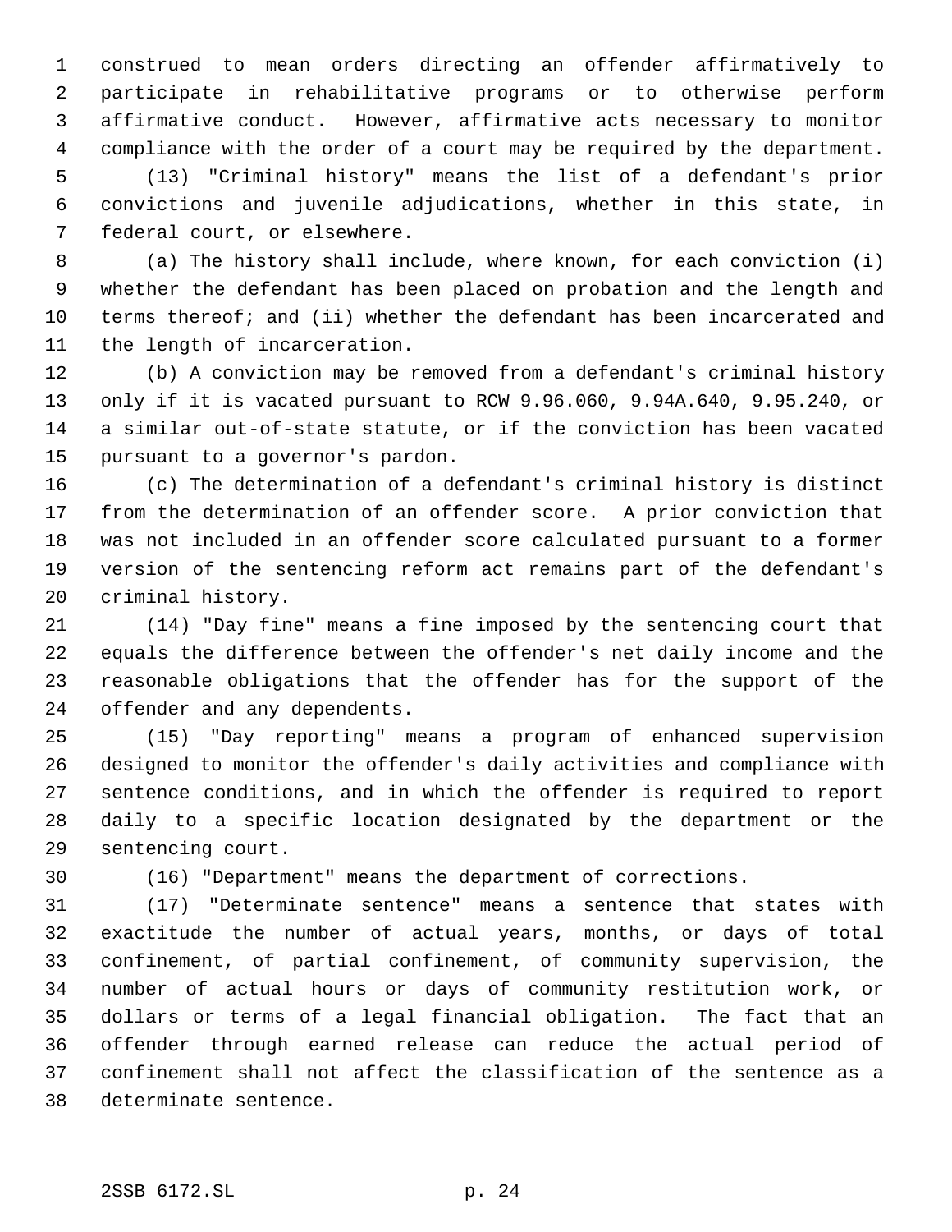construed to mean orders directing an offender affirmatively to participate in rehabilitative programs or to otherwise perform affirmative conduct. However, affirmative acts necessary to monitor compliance with the order of a court may be required by the department.

(13) "Criminal history" means the list of a defendant's prior convictions and juvenile adjudications, whether in this state, in federal court, or elsewhere.

(a) The history shall include, where known, for each conviction (i) whether the defendant has been placed on probation and the length and terms thereof; and (ii) whether the defendant has been incarcerated and the length of incarceration.

(b) A conviction may be removed from a defendant's criminal history only if it is vacated pursuant to RCW 9.96.060, 9.94A.640, 9.95.240, or a similar out-of-state statute, or if the conviction has been vacated pursuant to a governor's pardon.

(c) The determination of a defendant's criminal history is distinct from the determination of an offender score. A prior conviction that was not included in an offender score calculated pursuant to a former version of the sentencing reform act remains part of the defendant's criminal history.

(14) "Day fine" means a fine imposed by the sentencing court that equals the difference between the offender's net daily income and the reasonable obligations that the offender has for the support of the offender and any dependents.

(15) "Day reporting" means a program of enhanced supervision designed to monitor the offender's daily activities and compliance with sentence conditions, and in which the offender is required to report daily to a specific location designated by the department or the sentencing court.

(16) "Department" means the department of corrections.

(17) "Determinate sentence" means a sentence that states with exactitude the number of actual years, months, or days of total confinement, of partial confinement, of community supervision, the number of actual hours or days of community restitution work, or dollars or terms of a legal financial obligation. The fact that an offender through earned release can reduce the actual period of confinement shall not affect the classification of the sentence as a determinate sentence.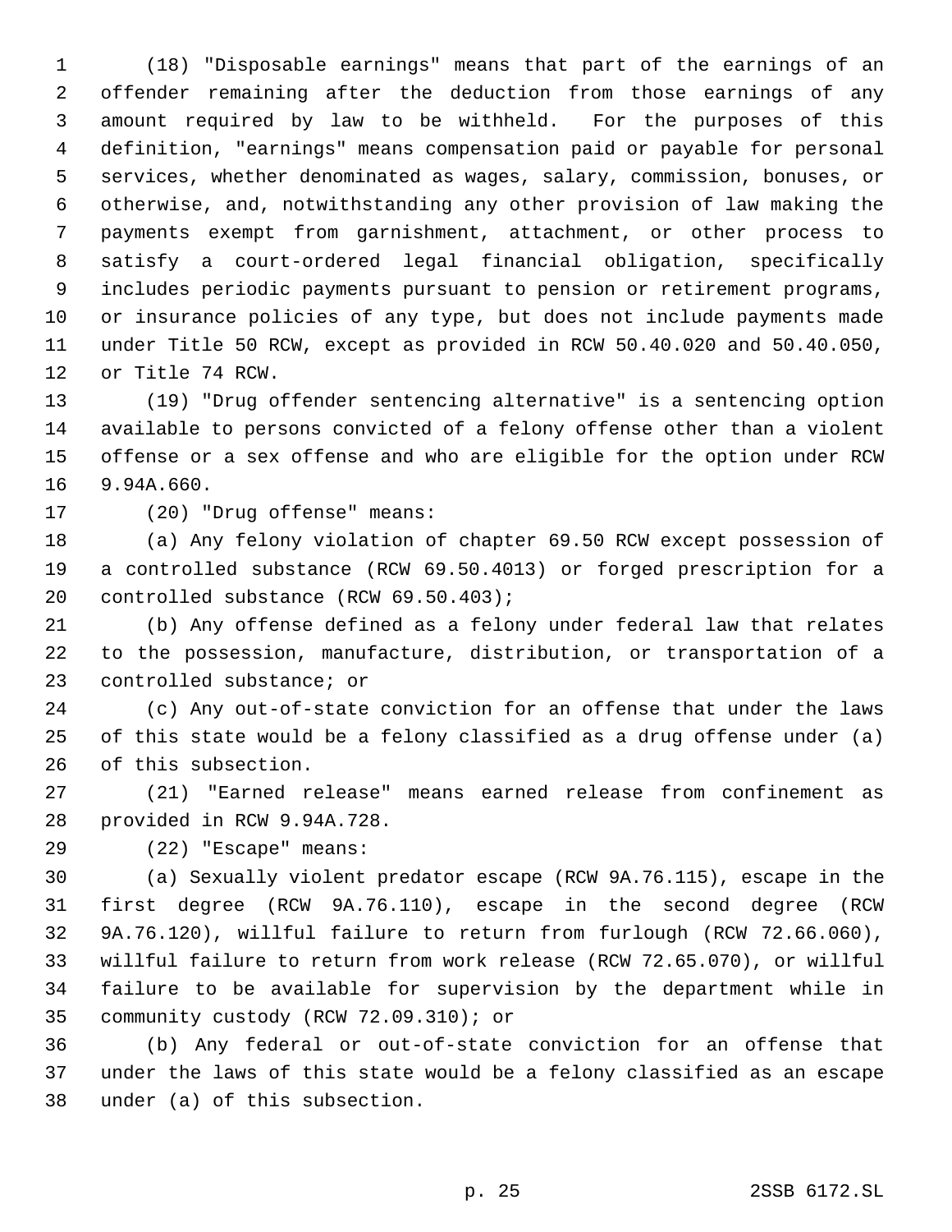(18) "Disposable earnings" means that part of the earnings of an offender remaining after the deduction from those earnings of any amount required by law to be withheld. For the purposes of this definition, "earnings" means compensation paid or payable for personal services, whether denominated as wages, salary, commission, bonuses, or otherwise, and, notwithstanding any other provision of law making the payments exempt from garnishment, attachment, or other process to satisfy a court-ordered legal financial obligation, specifically includes periodic payments pursuant to pension or retirement programs, or insurance policies of any type, but does not include payments made under Title 50 RCW, except as provided in RCW 50.40.020 and 50.40.050, or Title 74 RCW.

(19) "Drug offender sentencing alternative" is a sentencing option available to persons convicted of a felony offense other than a violent offense or a sex offense and who are eligible for the option under RCW 9.94A.660.

(20) "Drug offense" means:

(a) Any felony violation of chapter 69.50 RCW except possession of a controlled substance (RCW 69.50.4013) or forged prescription for a controlled substance (RCW 69.50.403);

(b) Any offense defined as a felony under federal law that relates to the possession, manufacture, distribution, or transportation of a controlled substance; or

(c) Any out-of-state conviction for an offense that under the laws of this state would be a felony classified as a drug offense under (a) of this subsection.

(21) "Earned release" means earned release from confinement as provided in RCW 9.94A.728.

(22) "Escape" means:

(a) Sexually violent predator escape (RCW 9A.76.115), escape in the first degree (RCW 9A.76.110), escape in the second degree (RCW 9A.76.120), willful failure to return from furlough (RCW 72.66.060), willful failure to return from work release (RCW 72.65.070), or willful failure to be available for supervision by the department while in community custody (RCW 72.09.310); or

(b) Any federal or out-of-state conviction for an offense that under the laws of this state would be a felony classified as an escape under (a) of this subsection.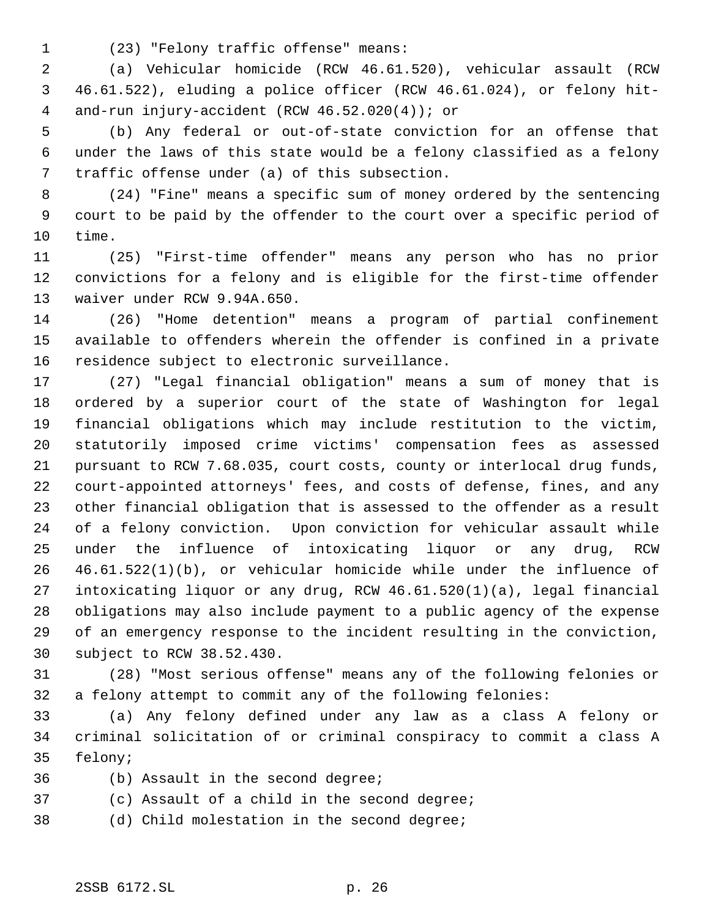(23) "Felony traffic offense" means:

(a) Vehicular homicide (RCW 46.61.520), vehicular assault (RCW 46.61.522), eluding a police officer (RCW 46.61.024), or felony hit-and-run injury-accident (RCW 46.52.020(4)); or

(b) Any federal or out-of-state conviction for an offense that under the laws of this state would be a felony classified as a felony traffic offense under (a) of this subsection.

(24) "Fine" means a specific sum of money ordered by the sentencing court to be paid by the offender to the court over a specific period of time.

(25) "First-time offender" means any person who has no prior convictions for a felony and is eligible for the first-time offender waiver under RCW 9.94A.650.

(26) "Home detention" means a program of partial confinement available to offenders wherein the offender is confined in a private residence subject to electronic surveillance.

(27) "Legal financial obligation" means a sum of money that is ordered by a superior court of the state of Washington for legal financial obligations which may include restitution to the victim, statutorily imposed crime victims' compensation fees as assessed pursuant to RCW 7.68.035, court costs, county or interlocal drug funds, court-appointed attorneys' fees, and costs of defense, fines, and any other financial obligation that is assessed to the offender as a result of a felony conviction. Upon conviction for vehicular assault while under the influence of intoxicating liquor or any drug, RCW 46.61.522(1)(b), or vehicular homicide while under the influence of intoxicating liquor or any drug, RCW 46.61.520(1)(a), legal financial obligations may also include payment to a public agency of the expense of an emergency response to the incident resulting in the conviction, subject to RCW 38.52.430.

(28) "Most serious offense" means any of the following felonies or a felony attempt to commit any of the following felonies:

(a) Any felony defined under any law as a class A felony or criminal solicitation of or criminal conspiracy to commit a class A felony;

(b) Assault in the second degree;

(c) Assault of a child in the second degree;

(d) Child molestation in the second degree;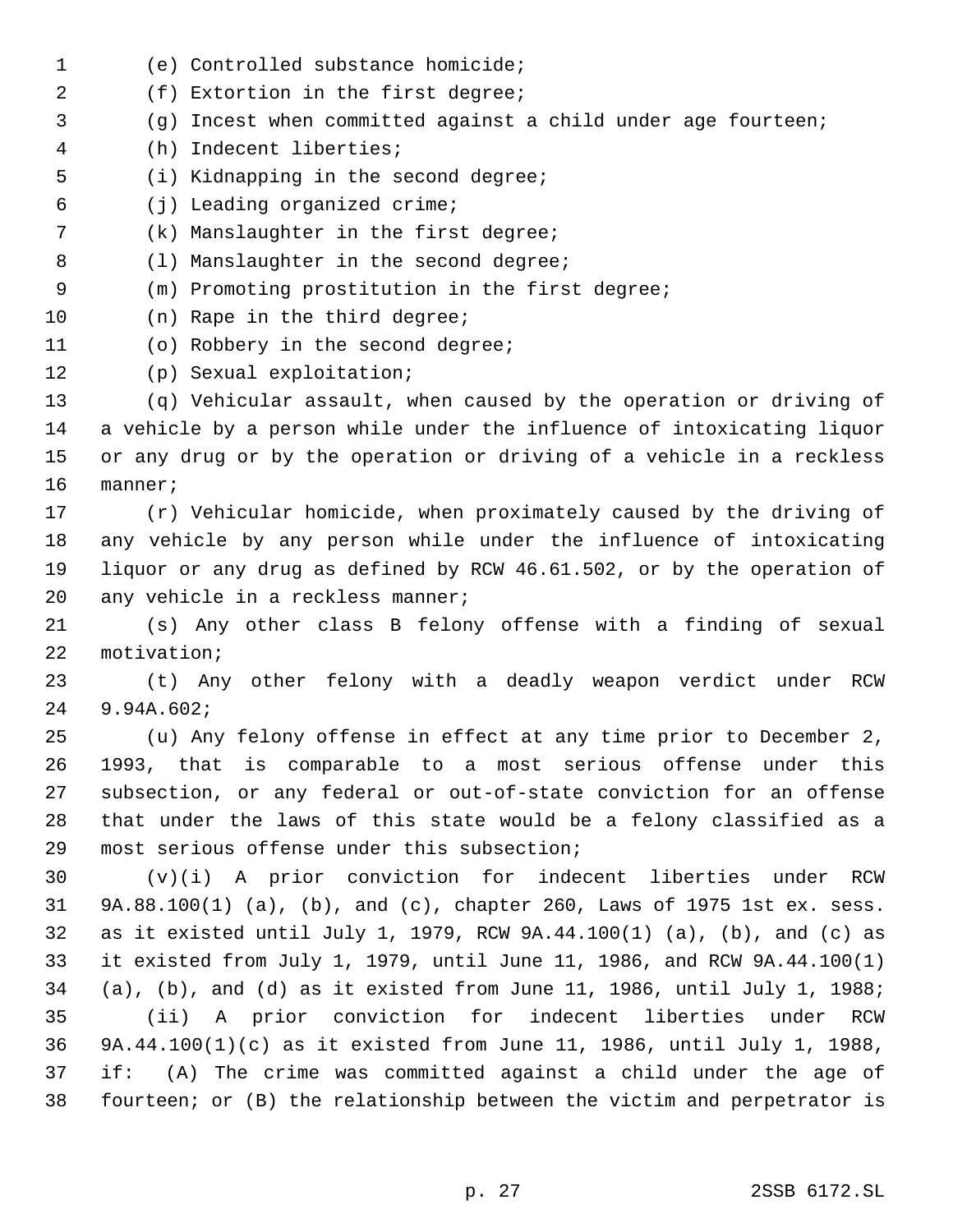(e) Controlled substance homicide;

(f) Extortion in the first degree;

(g) Incest when committed against a child under age fourteen;

(h) Indecent liberties;

(i) Kidnapping in the second degree;

(j) Leading organized crime;

(k) Manslaughter in the first degree;

(l) Manslaughter in the second degree;

(m) Promoting prostitution in the first degree;

(n) Rape in the third degree;

(o) Robbery in the second degree;

(p) Sexual exploitation;

(q) Vehicular assault, when caused by the operation or driving of a vehicle by a person while under the influence of intoxicating liquor or any drug or by the operation or driving of a vehicle in a reckless manner;

(r) Vehicular homicide, when proximately caused by the driving of any vehicle by any person while under the influence of intoxicating liquor or any drug as defined by RCW 46.61.502, or by the operation of any vehicle in a reckless manner;

(s) Any other class B felony offense with a finding of sexual motivation;

(t) Any other felony with a deadly weapon verdict under RCW 9.94A.602;

(u) Any felony offense in effect at any time prior to December 2, 1993, that is comparable to a most serious offense under this subsection, or any federal or out-of-state conviction for an offense that under the laws of this state would be a felony classified as a most serious offense under this subsection;

(v)(i) A prior conviction for indecent liberties under RCW 9A.88.100(1) (a), (b), and (c), chapter 260, Laws of 1975 1st ex. sess. as it existed until July 1, 1979, RCW 9A.44.100(1) (a), (b), and (c) as it existed from July 1, 1979, until June 11, 1986, and RCW 9A.44.100(1) (a), (b), and (d) as it existed from June 11, 1986, until July 1, 1988;

(ii) A prior conviction for indecent liberties under RCW 9A.44.100(1)(c) as it existed from June 11, 1986, until July 1, 1988, if: (A) The crime was committed against a child under the age of fourteen; or (B) the relationship between the victim and perpetrator is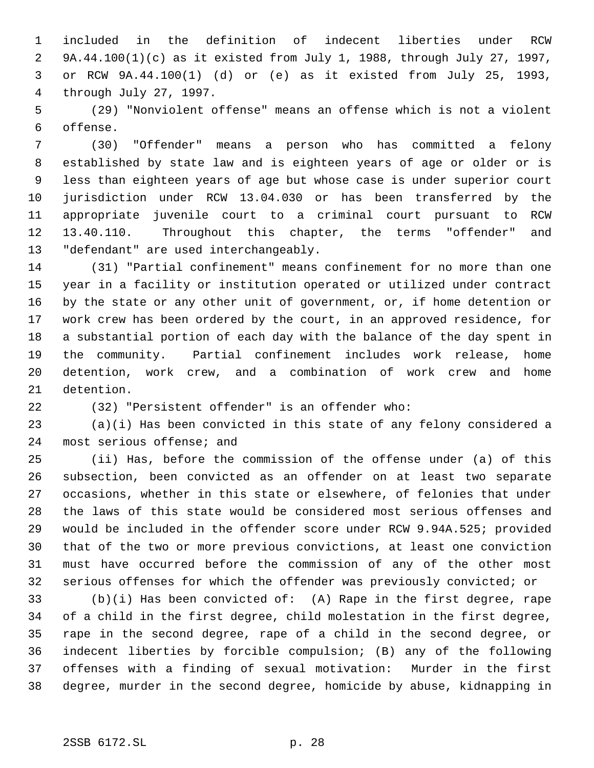included in the definition of indecent liberties under RCW 9A.44.100(1)(c) as it existed from July 1, 1988, through July 27, 1997, or RCW 9A.44.100(1) (d) or (e) as it existed from July 25, 1993, through July 27, 1997.

(29) "Nonviolent offense" means an offense which is not a violent offense.

(30) "Offender" means a person who has committed a felony established by state law and is eighteen years of age or older or is less than eighteen years of age but whose case is under superior court jurisdiction under RCW 13.04.030 or has been transferred by the appropriate juvenile court to a criminal court pursuant to RCW 13.40.110. Throughout this chapter, the terms "offender" and "defendant" are used interchangeably.

(31) "Partial confinement" means confinement for no more than one year in a facility or institution operated or utilized under contract by the state or any other unit of government, or, if home detention or work crew has been ordered by the court, in an approved residence, for a substantial portion of each day with the balance of the day spent in the community. Partial confinement includes work release, home detention, work crew, and a combination of work crew and home detention.

(32) "Persistent offender" is an offender who:

(a)(i) Has been convicted in this state of any felony considered a most serious offense; and

(ii) Has, before the commission of the offense under (a) of this subsection, been convicted as an offender on at least two separate occasions, whether in this state or elsewhere, of felonies that under the laws of this state would be considered most serious offenses and would be included in the offender score under RCW 9.94A.525; provided that of the two or more previous convictions, at least one conviction must have occurred before the commission of any of the other most serious offenses for which the offender was previously convicted; or

(b)(i) Has been convicted of: (A) Rape in the first degree, rape of a child in the first degree, child molestation in the first degree, rape in the second degree, rape of a child in the second degree, or indecent liberties by forcible compulsion; (B) any of the following offenses with a finding of sexual motivation: Murder in the first degree, murder in the second degree, homicide by abuse, kidnapping in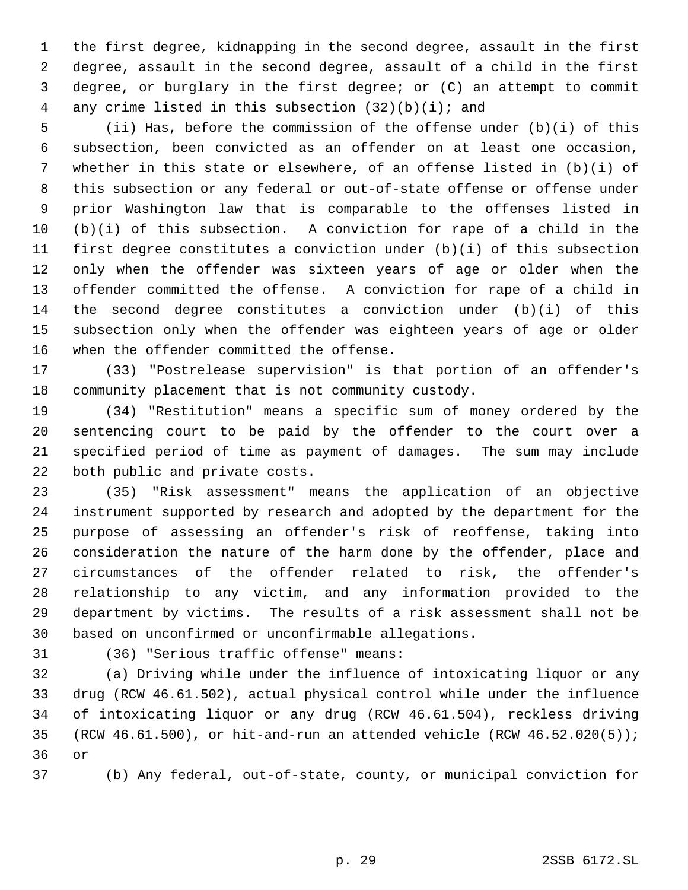the first degree, kidnapping in the second degree, assault in the first degree, assault in the second degree, assault of a child in the first degree, or burglary in the first degree; or (C) an attempt to commit any crime listed in this subsection (32)(b)(i); and

(ii) Has, before the commission of the offense under (b)(i) of this subsection, been convicted as an offender on at least one occasion, whether in this state or elsewhere, of an offense listed in (b)(i) of this subsection or any federal or out-of-state offense or offense under prior Washington law that is comparable to the offenses listed in (b)(i) of this subsection. A conviction for rape of a child in the first degree constitutes a conviction under (b)(i) of this subsection only when the offender was sixteen years of age or older when the offender committed the offense. A conviction for rape of a child in the second degree constitutes a conviction under (b)(i) of this subsection only when the offender was eighteen years of age or older when the offender committed the offense.

(33) "Postrelease supervision" is that portion of an offender's community placement that is not community custody.

(34) "Restitution" means a specific sum of money ordered by the sentencing court to be paid by the offender to the court over a specified period of time as payment of damages. The sum may include both public and private costs.

(35) "Risk assessment" means the application of an objective instrument supported by research and adopted by the department for the purpose of assessing an offender's risk of reoffense, taking into consideration the nature of the harm done by the offender, place and circumstances of the offender related to risk, the offender's relationship to any victim, and any information provided to the department by victims. The results of a risk assessment shall not be based on unconfirmed or unconfirmable allegations.

(36) "Serious traffic offense" means:

(a) Driving while under the influence of intoxicating liquor or any drug (RCW 46.61.502), actual physical control while under the influence of intoxicating liquor or any drug (RCW 46.61.504), reckless driving (RCW 46.61.500), or hit-and-run an attended vehicle (RCW 46.52.020(5)); or

(b) Any federal, out-of-state, county, or municipal conviction for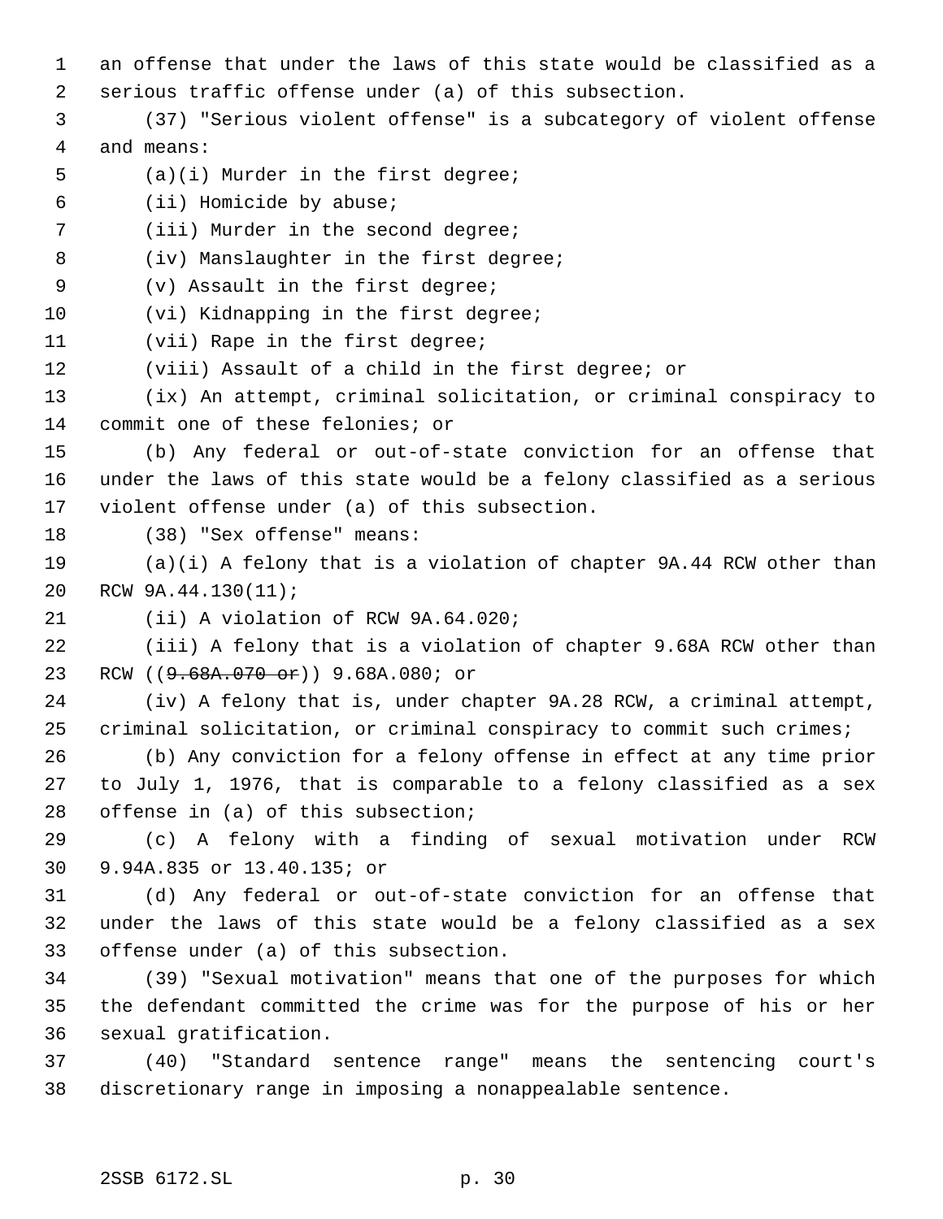an offense that under the laws of this state would be classified as a serious traffic offense under (a) of this subsection.

(37) "Serious violent offense" is a subcategory of violent offense and means:

(a)(i) Murder in the first degree;

(ii) Homicide by abuse;

(iii) Murder in the second degree;

(iv) Manslaughter in the first degree;

(v) Assault in the first degree;

(vi) Kidnapping in the first degree;

(vii) Rape in the first degree;

(viii) Assault of a child in the first degree; or

(ix) An attempt, criminal solicitation, or criminal conspiracy to commit one of these felonies; or

(b) Any federal or out-of-state conviction for an offense that under the laws of this state would be a felony classified as a serious violent offense under (a) of this subsection.

(38) "Sex offense" means:

(a)(i) A felony that is a violation of chapter 9A.44 RCW other than RCW 9A.44.130(11);

(ii) A violation of RCW 9A.64.020;

(iii) A felony that is a violation of chapter 9.68A RCW other than RCW ((~~9.68A.070 or~~)) 9.68A.080; or

(iv) A felony that is, under chapter 9A.28 RCW, a criminal attempt, criminal solicitation, or criminal conspiracy to commit such crimes;

(b) Any conviction for a felony offense in effect at any time prior to July 1, 1976, that is comparable to a felony classified as a sex offense in (a) of this subsection;

(c) A felony with a finding of sexual motivation under RCW 9.94A.835 or 13.40.135; or

(d) Any federal or out-of-state conviction for an offense that under the laws of this state would be a felony classified as a sex offense under (a) of this subsection.

(39) "Sexual motivation" means that one of the purposes for which the defendant committed the crime was for the purpose of his or her sexual gratification.

(40) "Standard sentence range" means the sentencing court's discretionary range in imposing a nonappealable sentence.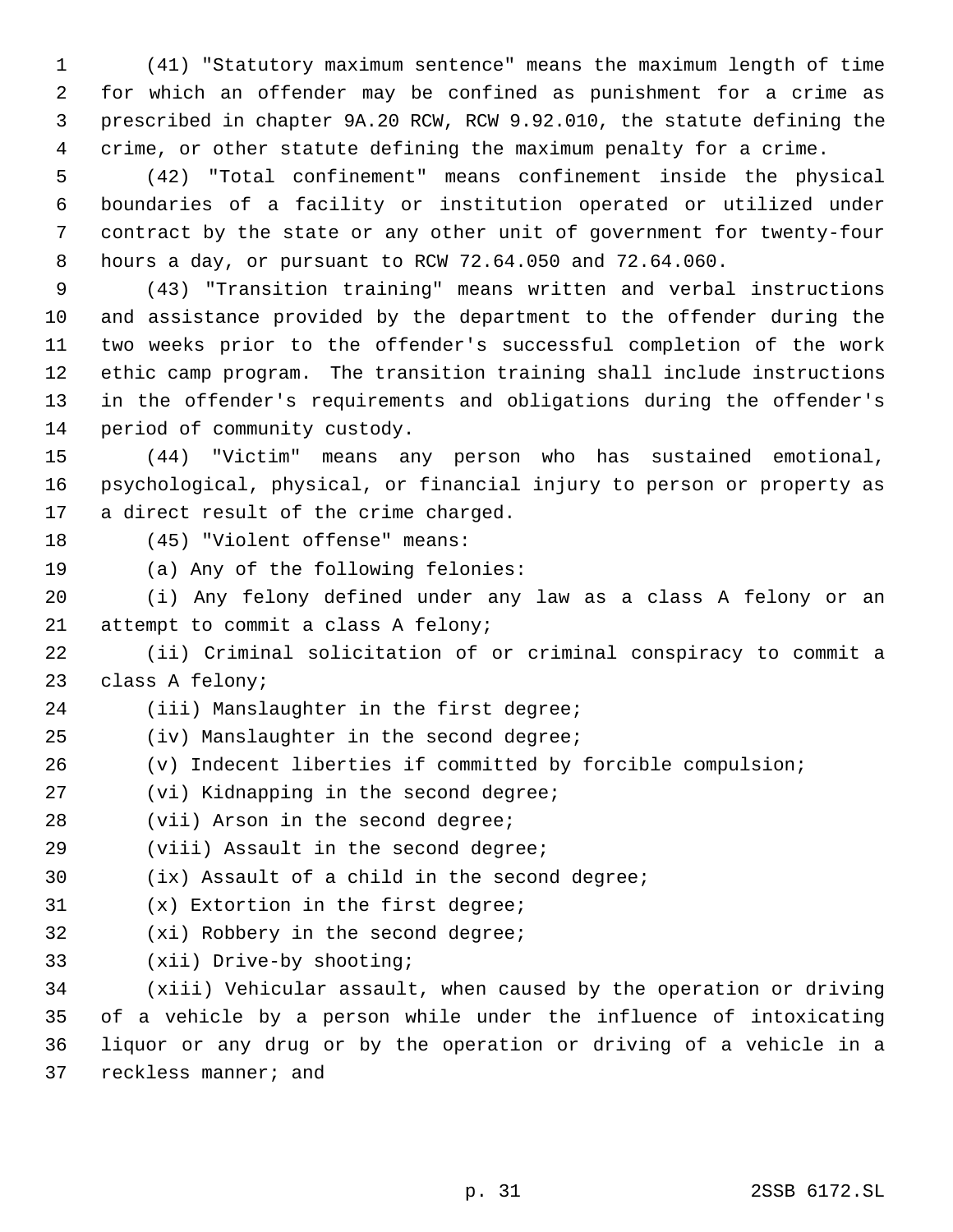(41) "Statutory maximum sentence" means the maximum length of time for which an offender may be confined as punishment for a crime as prescribed in chapter 9A.20 RCW, RCW 9.92.010, the statute defining the crime, or other statute defining the maximum penalty for a crime.

(42) "Total confinement" means confinement inside the physical boundaries of a facility or institution operated or utilized under contract by the state or any other unit of government for twenty-four hours a day, or pursuant to RCW 72.64.050 and 72.64.060.

(43) "Transition training" means written and verbal instructions and assistance provided by the department to the offender during the two weeks prior to the offender's successful completion of the work ethic camp program. The transition training shall include instructions in the offender's requirements and obligations during the offender's period of community custody.

(44) "Victim" means any person who has sustained emotional, psychological, physical, or financial injury to person or property as a direct result of the crime charged.

(45) "Violent offense" means:

(a) Any of the following felonies:

(i) Any felony defined under any law as a class A felony or an attempt to commit a class A felony;

(ii) Criminal solicitation of or criminal conspiracy to commit a class A felony;

(iii) Manslaughter in the first degree;

(iv) Manslaughter in the second degree;

(v) Indecent liberties if committed by forcible compulsion;

(vi) Kidnapping in the second degree;

(vii) Arson in the second degree;

(viii) Assault in the second degree;

(ix) Assault of a child in the second degree;

(x) Extortion in the first degree;

(xi) Robbery in the second degree;

(xii) Drive-by shooting;

(xiii) Vehicular assault, when caused by the operation or driving of a vehicle by a person while under the influence of intoxicating liquor or any drug or by the operation or driving of a vehicle in a reckless manner; and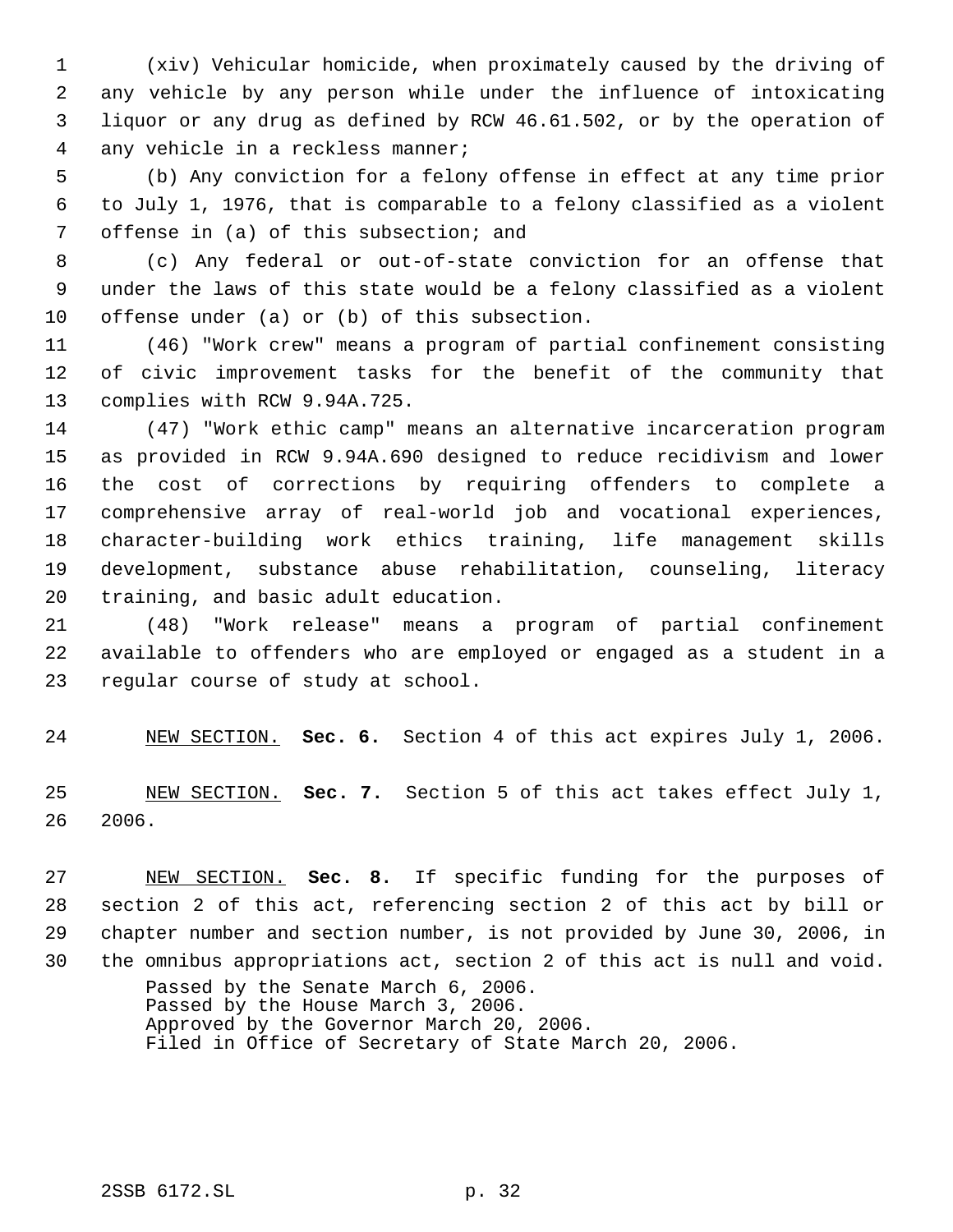(xiv) Vehicular homicide, when proximately caused by the driving of any vehicle by any person while under the influence of intoxicating liquor or any drug as defined by RCW 46.61.502, or by the operation of any vehicle in a reckless manner;

(b) Any conviction for a felony offense in effect at any time prior to July 1, 1976, that is comparable to a felony classified as a violent offense in (a) of this subsection; and

(c) Any federal or out-of-state conviction for an offense that under the laws of this state would be a felony classified as a violent offense under (a) or (b) of this subsection.

(46) "Work crew" means a program of partial confinement consisting of civic improvement tasks for the benefit of the community that complies with RCW 9.94A.725.

(47) "Work ethic camp" means an alternative incarceration program as provided in RCW 9.94A.690 designed to reduce recidivism and lower the cost of corrections by requiring offenders to complete a comprehensive array of real-world job and vocational experiences, character-building work ethics training, life management skills development, substance abuse rehabilitation, counseling, literacy training, and basic adult education.

(48) "Work release" means a program of partial confinement available to offenders who are employed or engaged as a student in a regular course of study at school.

NEW SECTION. **Sec. 6.** Section 4 of this act expires July 1, 2006.

NEW SECTION. **Sec. 7.** Section 5 of this act takes effect July 1, 2006.

NEW SECTION. **Sec. 8.** If specific funding for the purposes of section 2 of this act, referencing section 2 of this act by bill or chapter number and section number, is not provided by June 30, 2006, in the omnibus appropriations act, section 2 of this act is null and void.

Passed by the Senate March 6, 2006.
Passed by the House March 3, 2006.
Approved by the Governor March 20, 2006.
Filed in Office of Secretary of State March 20, 2006.